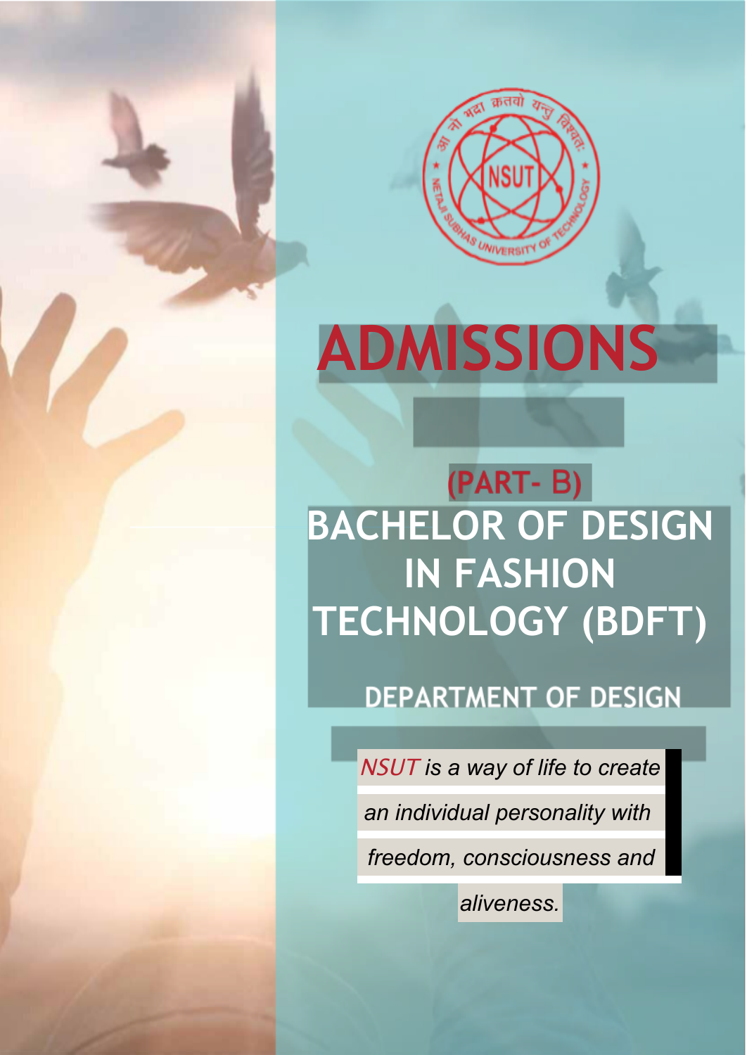# ADMISSIONS

## (PART- B)

# BACHELOR OF DESIGN IN FASHION TECHNOLOGY (BDFT)

## DEPARTMENT OF DESIGN

*NSUT is a way of life to create an individual personality with freedom, consciousness and aliveness.*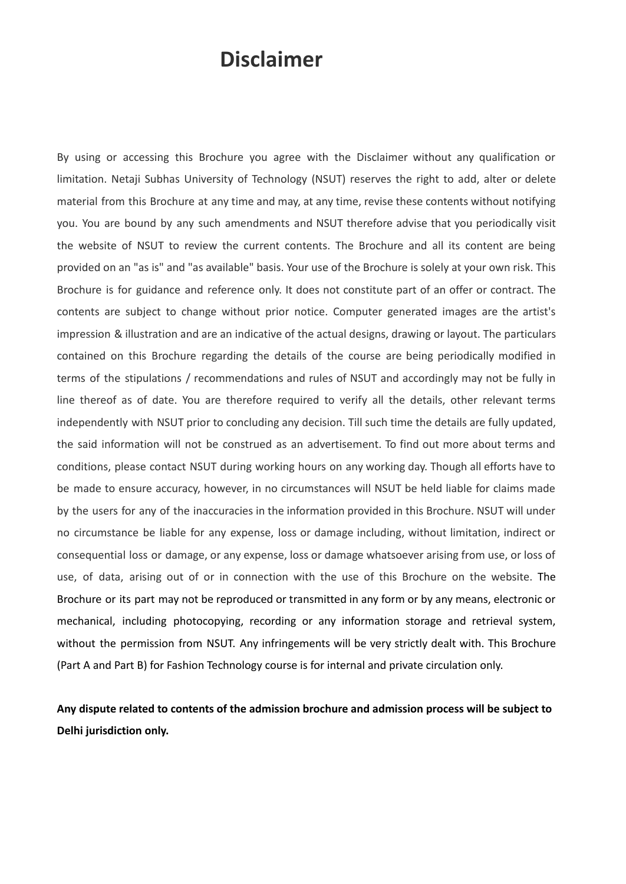# Disclaimer

By using or accessing this Brochure you agree with the Disclaimer without any qualification or limitation. Netaji Subhas University of Technology (NSUT) reserves the right to add, alter or delete material from this Brochure at any time and may, at any time, revise these contents without notifying you. You are bound by any such amendments and NSUT therefore advise that you periodically visit the website of NSUT to review the current contents. The Brochure and all its content are being provided on an "as is" and "as available" basis. Your use of the Brochure is solely at your own risk. This Brochure is for guidance and reference only. It does not constitute part of an offer or contract. The contents are subject to change without prior notice. Computer generated images are the artist's impression & illustration and are an indicative of the actual designs, drawing or layout. The particulars contained on this Brochure regarding the details of the course are being periodically modified in terms of the stipulations / recommendations and rules of NSUT and accordingly may not be fully in line thereof as of date. You are therefore required to verify all the details, other relevant terms independently with NSUT prior to concluding any decision. Till such time the details are fully updated, the said information will not be construed as an advertisement. To find out more about terms and conditions, please contact NSUT during working hours on any working day. Though all efforts have to be made to ensure accuracy, however, in no circumstances will NSUT be held liable for claims made by the users for any of the inaccuracies in the information provided in this Brochure. NSUT will under no circumstance be liable for any expense, loss or damage including, without limitation, indirect or consequential loss or damage, or any expense, loss or damage whatsoever arising from use, or loss of use, of data, arising out of or in connection with the use of this Brochure on the website. The Brochure or its part may not be reproduced or transmitted in any form or by any means, electronic or mechanical, including photocopying, recording or any information storage and retrieval system, without the permission from NSUT. Any infringements will be very strictly dealt with. This Brochure (Part A and Part B) for Fashion Technology course is for internal and private circulation only.

**Any dispute related to contents of the admission brochure and admission process will be subject to Delhi jurisdiction only.**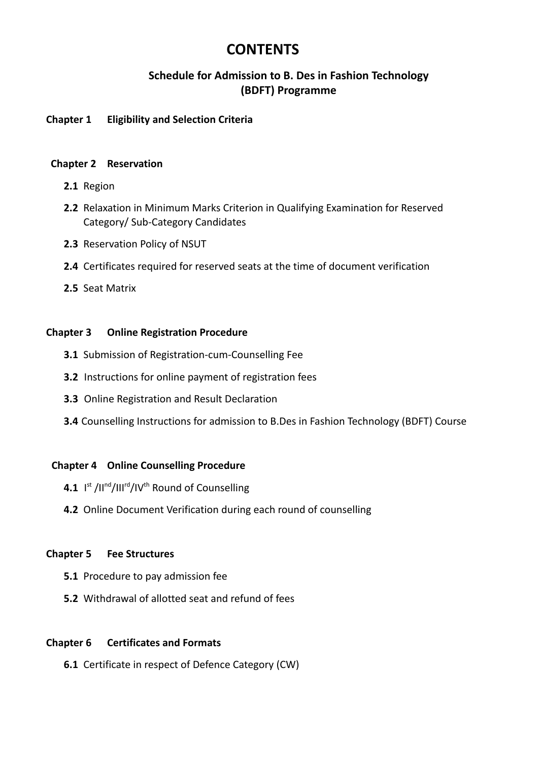# CONTENTS

## Schedule for Admission to B. Des in Fashion Technology (BDFT) Programme

**Chapter 1 Eligibility and Selection Criteria**

**Chapter 2 Reservation**

- **2.1** Region
- **2.2** Relaxation in Minimum Marks Criterion in Qualifying Examination for Reserved Category/ Sub-Category Candidates
- **2.3** Reservation Policy of NSUT
- **2.4** Certificates required for reserved seats at the time of document verification
- **2.5** Seat Matrix

**Chapter 3 Online Registration Procedure**

- **3.1** Submission of Registration-cum-Counselling Fee
- **3.2** Instructions for online payment of registration fees
- **3.3** Online Registration and Result Declaration
- **3.4** Counselling Instructions for admission to B.Des in Fashion Technology (BDFT) Course

**Chapter 4 Online Counselling Procedure**

- **4.1** I$^{st}$ /II$^{nd}$/III$^{rd}$/IV$^{th}$ Round of Counselling
- **4.2** Online Document Verification during each round of counselling

**Chapter 5 Fee Structures**

- **5.1** Procedure to pay admission fee
- **5.2** Withdrawal of allotted seat and refund of fees

**Chapter 6 Certificates and Formats**

- **6.1** Certificate in respect of Defence Category (CW)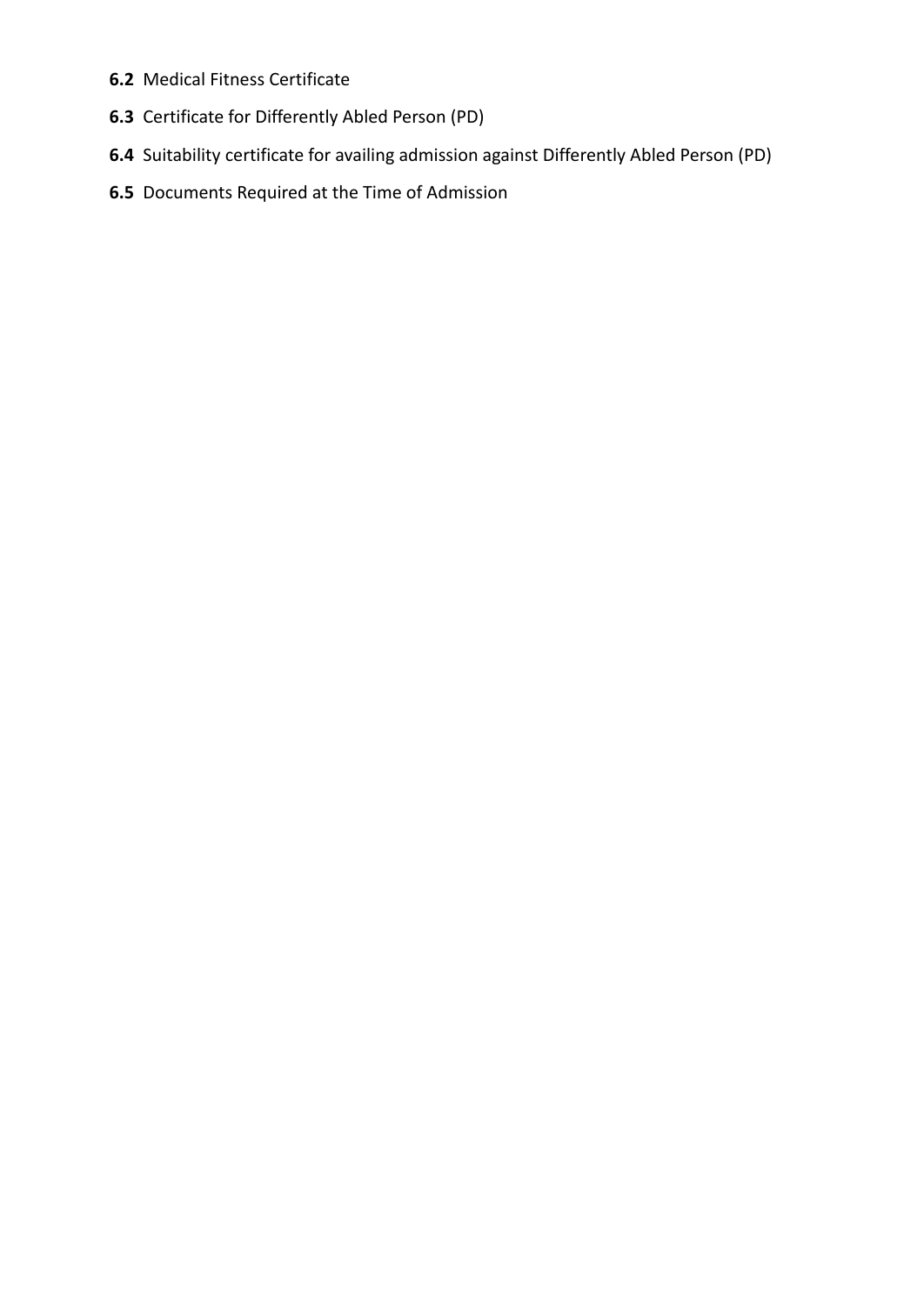**6.2** Medical Fitness Certificate

**6.3** Certificate for Differently Abled Person (PD)

**6.4** Suitability certificate for availing admission against Differently Abled Person (PD)

**6.5** Documents Required at the Time of Admission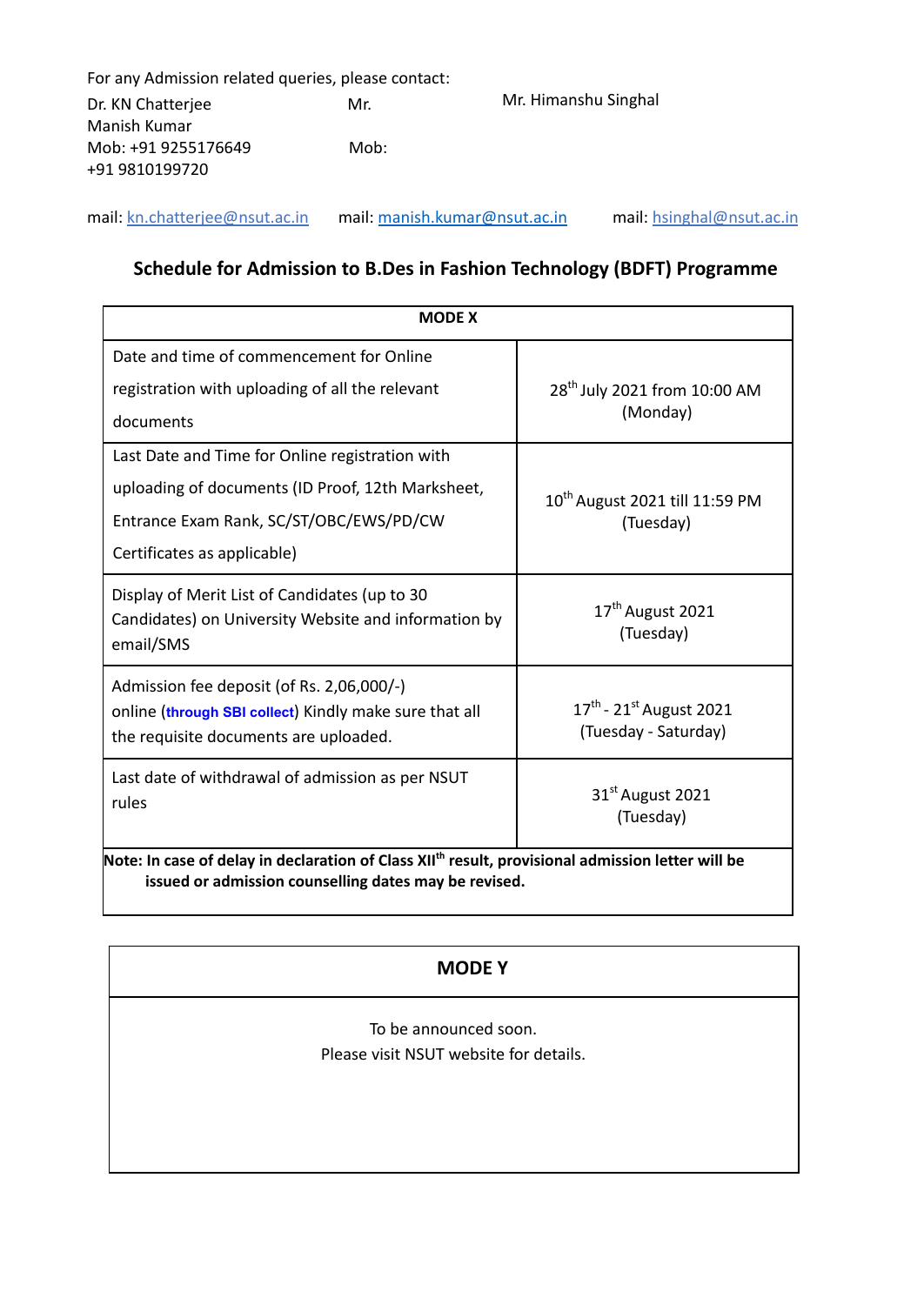For any Admission related queries, please contact:

Dr. KN Chatterjee
Mob: +91 9255176649
mail: kn.chatterjee@nsut.ac.in

Mr. Manish Kumar
Mob: +91 9810199720
mail: manish.kumar@nsut.ac.in

Mr. Himanshu Singhal
mail: hsinghal@nsut.ac.in

## Schedule for Admission to B.Des in Fashion Technology (BDFT) Programme

| MODE X | |
|---|---|
| Date and time of commencement for Online registration with uploading of all the relevant documents | 28th July 2021 from 10:00 AM (Monday) |
| Last Date and Time for Online registration with uploading of documents (ID Proof, 12th Marksheet, Entrance Exam Rank, SC/ST/OBC/EWS/PD/CW Certificates as applicable) | 10th August 2021 till 11:59 PM (Tuesday) |
| Display of Merit List of Candidates (up to 30 Candidates) on University Website and information by email/SMS | 17th August 2021 (Tuesday) |
| Admission fee deposit (of Rs. 2,06,000/-) online (**through SBI collect**) Kindly make sure that all the requisite documents are uploaded. | 17th - 21st August 2021 (Tuesday - Saturday) |
| Last date of withdrawal of admission as per NSUT rules | 31st August 2021 (Tuesday) |
| **Note: In case of delay in declaration of Class XIIth result, provisional admission letter will be issued or admission counselling dates may be revised.** | |

| MODE Y |
|---|
| To be announced soon. Please visit NSUT website for details. |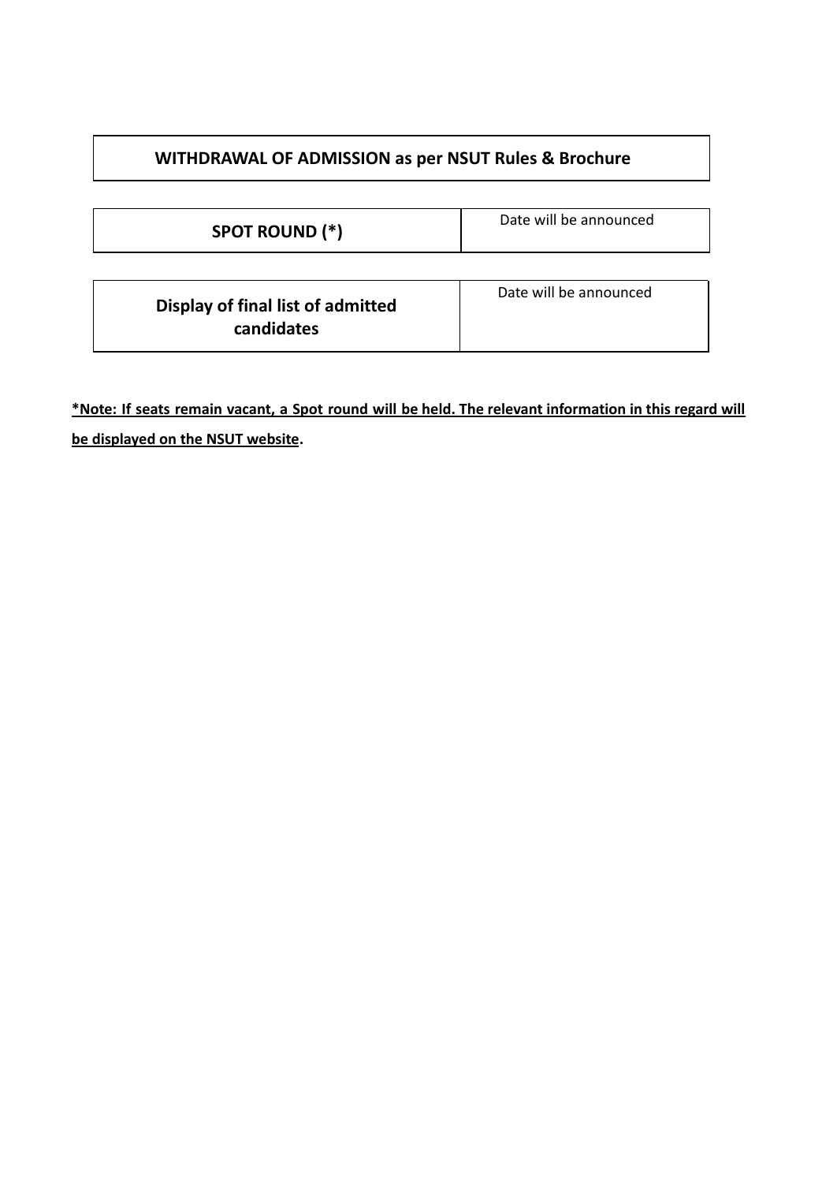| **WITHDRAWAL OF ADMISSION as per NSUT Rules & Brochure** |
| --- |

| **SPOT ROUND (*)** | Date will be announced |
| --- | --- |

| **Display of final list of admitted candidates** | Date will be announced |
| --- | --- |

**<u>*Note: If seats remain vacant, a Spot round will be held. The relevant information in this regard will be displayed on the NSUT website</u>.**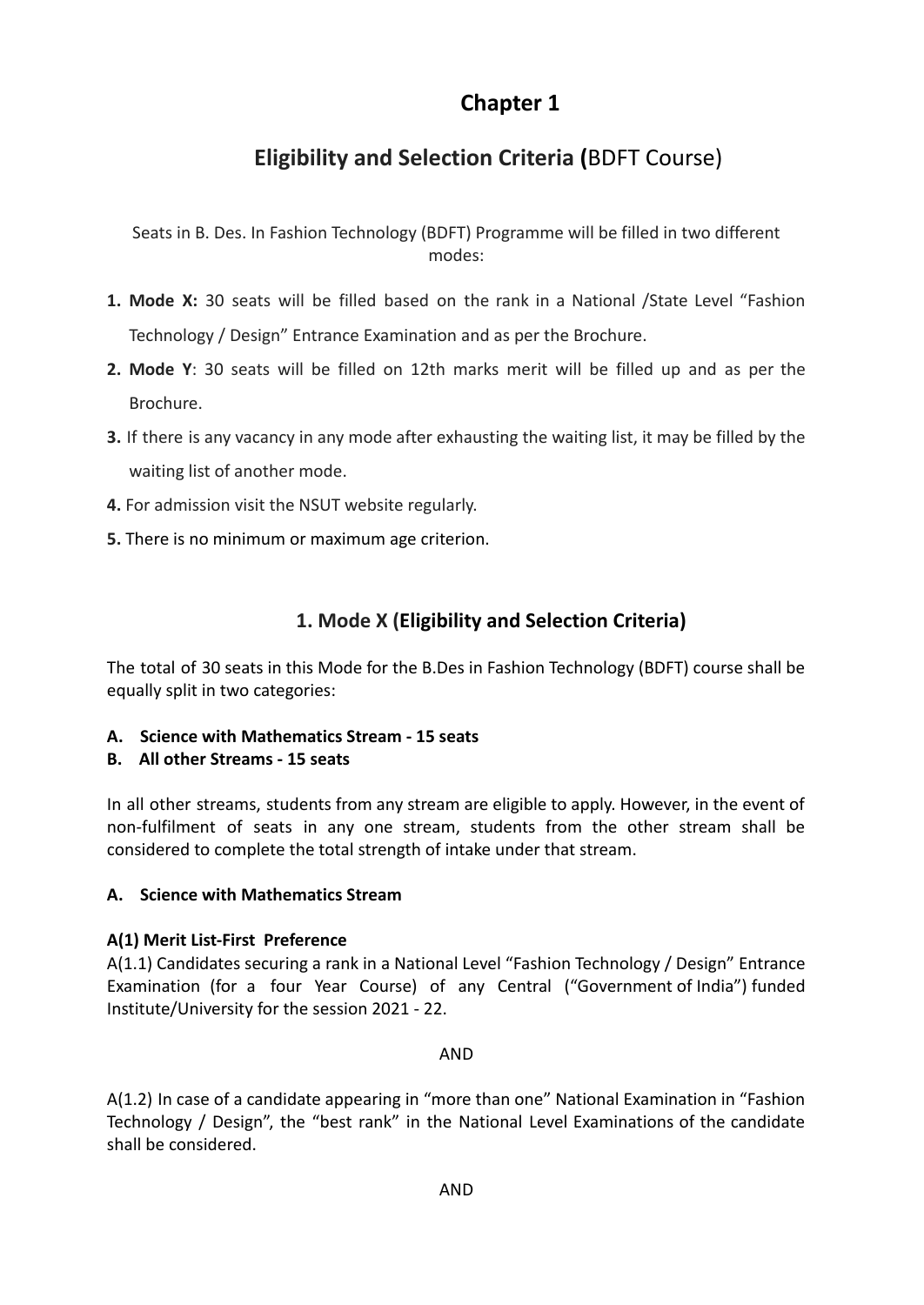# Chapter 1

## Eligibility and Selection Criteria (BDFT Course)

Seats in B. Des. In Fashion Technology (BDFT) Programme will be filled in two different modes:

1. **Mode X:** 30 seats will be filled based on the rank in a National /State Level "Fashion Technology / Design" Entrance Examination and as per the Brochure.
2. **Mode Y**: 30 seats will be filled on 12th marks merit will be filled up and as per the Brochure.
3. If there is any vacancy in any mode after exhausting the waiting list, it may be filled by the waiting list of another mode.
4. For admission visit the NSUT website regularly.
5. There is no minimum or maximum age criterion.

### 1. Mode X (Eligibility and Selection Criteria)

The total of 30 seats in this Mode for the B.Des in Fashion Technology (BDFT) course shall be equally split in two categories:

**A. Science with Mathematics Stream - 15 seats**
**B. All other Streams - 15 seats**

In all other streams, students from any stream are eligible to apply. However, in the event of non-fulfilment of seats in any one stream, students from the other stream shall be considered to complete the total strength of intake under that stream.

**A. Science with Mathematics Stream**

**A(1) Merit List-First Preference**

A(1.1) Candidates securing a rank in a National Level "Fashion Technology / Design" Entrance Examination (for a four Year Course) of any Central ("Government of India") funded Institute/University for the session 2021 - 22.

AND

A(1.2) In case of a candidate appearing in "more than one" National Examination in "Fashion Technology / Design", the "best rank" in the National Level Examinations of the candidate shall be considered.

AND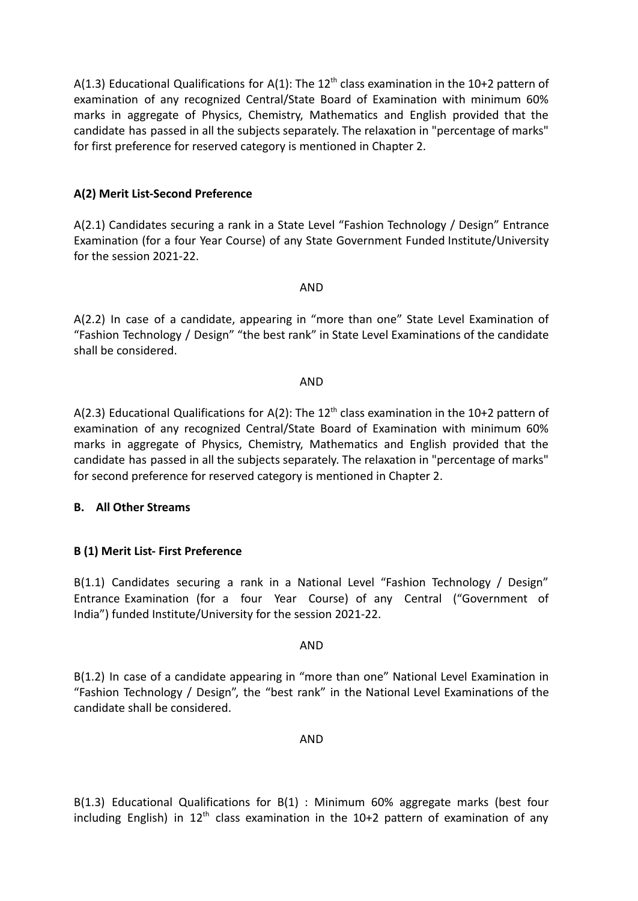A(1.3) Educational Qualifications for A(1): The 12$^{th}$ class examination in the 10+2 pattern of examination of any recognized Central/State Board of Examination with minimum 60% marks in aggregate of Physics, Chemistry, Mathematics and English provided that the candidate has passed in all the subjects separately. The relaxation in "percentage of marks" for first preference for reserved category is mentioned in Chapter 2.

**A(2) Merit List-Second Preference**

A(2.1) Candidates securing a rank in a State Level "Fashion Technology / Design" Entrance Examination (for a four Year Course) of any State Government Funded Institute/University for the session 2021-22.

AND

A(2.2) In case of a candidate, appearing in "more than one" State Level Examination of "Fashion Technology / Design" "the best rank" in State Level Examinations of the candidate shall be considered.

AND

A(2.3) Educational Qualifications for A(2): The 12$^{th}$ class examination in the 10+2 pattern of examination of any recognized Central/State Board of Examination with minimum 60% marks in aggregate of Physics, Chemistry, Mathematics and English provided that the candidate has passed in all the subjects separately. The relaxation in "percentage of marks" for second preference for reserved category is mentioned in Chapter 2.

**B. All Other Streams**

**B (1) Merit List- First Preference**

B(1.1) Candidates securing a rank in a National Level "Fashion Technology / Design" Entrance Examination (for a four Year Course) of any Central ("Government of India") funded Institute/University for the session 2021-22.

AND

B(1.2) In case of a candidate appearing in "more than one" National Level Examination in "Fashion Technology / Design", the "best rank" in the National Level Examinations of the candidate shall be considered.

AND

B(1.3) Educational Qualifications for B(1) : Minimum 60% aggregate marks (best four including English) in 12$^{th}$ class examination in the 10+2 pattern of examination of any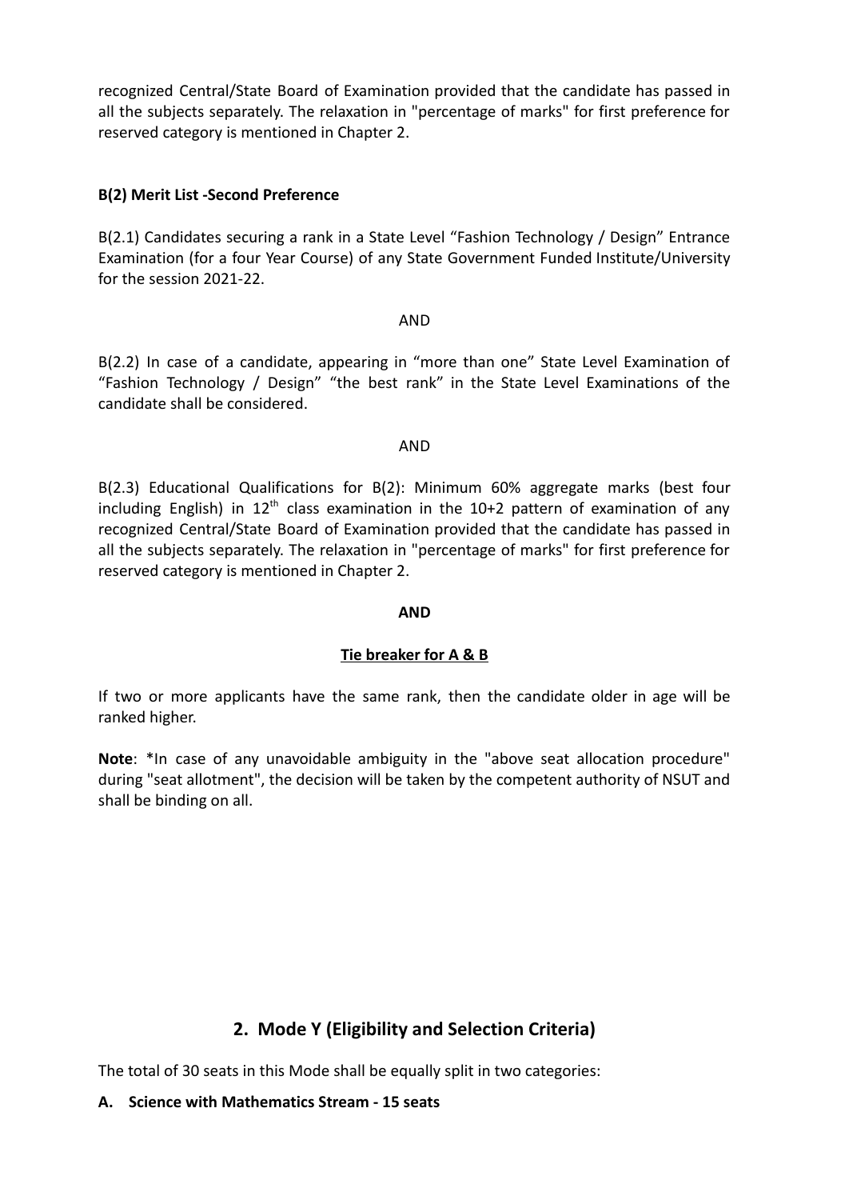recognized Central/State Board of Examination provided that the candidate has passed in all the subjects separately. The relaxation in "percentage of marks" for first preference for reserved category is mentioned in Chapter 2.

**B(2) Merit List -Second Preference**

B(2.1) Candidates securing a rank in a State Level “Fashion Technology / Design” Entrance Examination (for a four Year Course) of any State Government Funded Institute/University for the session 2021-22.

AND

B(2.2) In case of a candidate, appearing in “more than one” State Level Examination of “Fashion Technology / Design” “the best rank” in the State Level Examinations of the candidate shall be considered.

AND

B(2.3) Educational Qualifications for B(2): Minimum 60% aggregate marks (best four including English) in 12th class examination in the 10+2 pattern of examination of any recognized Central/State Board of Examination provided that the candidate has passed in all the subjects separately. The relaxation in "percentage of marks" for first preference for reserved category is mentioned in Chapter 2.

**AND**

**Tie breaker for A & B**

If two or more applicants have the same rank, then the candidate older in age will be ranked higher.

**Note**: *In case of any unavoidable ambiguity in the "above seat allocation procedure" during "seat allotment", the decision will be taken by the competent authority of NSUT and shall be binding on all.

## 2. Mode Y (Eligibility and Selection Criteria)

The total of 30 seats in this Mode shall be equally split in two categories:

**A. Science with Mathematics Stream - 15 seats**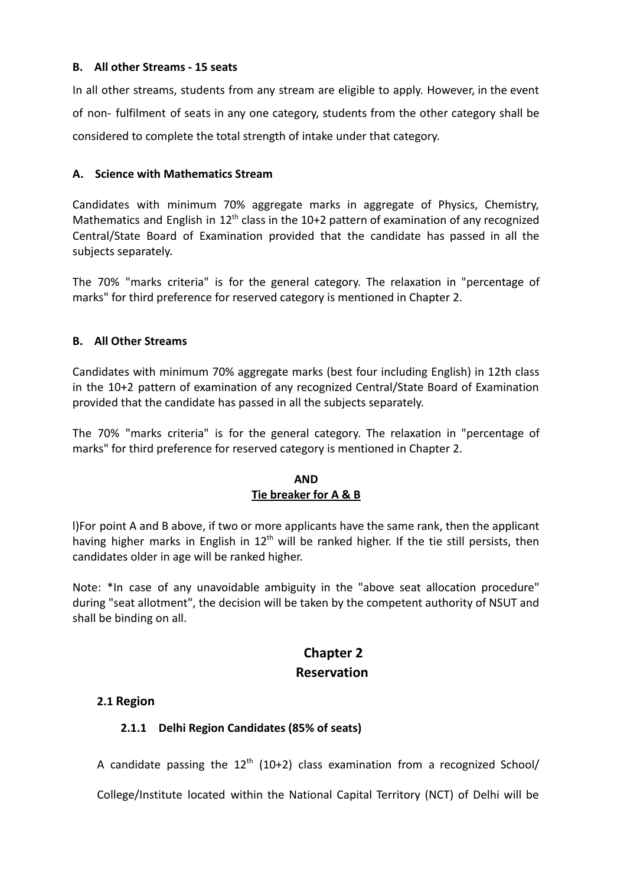**B. All other Streams - 15 seats**

In all other streams, students from any stream are eligible to apply. However, in the event of non- fulfilment of seats in any one category, students from the other category shall be considered to complete the total strength of intake under that category.

**A. Science with Mathematics Stream**

Candidates with minimum 70% aggregate marks in aggregate of Physics, Chemistry, Mathematics and English in 12$^{th}$ class in the 10+2 pattern of examination of any recognized Central/State Board of Examination provided that the candidate has passed in all the subjects separately.

The 70% "marks criteria" is for the general category. The relaxation in "percentage of marks" for third preference for reserved category is mentioned in Chapter 2.

**B. All Other Streams**

Candidates with minimum 70% aggregate marks (best four including English) in 12th class in the 10+2 pattern of examination of any recognized Central/State Board of Examination provided that the candidate has passed in all the subjects separately.

The 70% "marks criteria" is for the general category. The relaxation in "percentage of marks" for third preference for reserved category is mentioned in Chapter 2.

**AND**

**<u>Tie breaker for A & B</u>**

l)For point A and B above, if two or more applicants have the same rank, then the applicant having higher marks in English in 12$^{th}$ will be ranked higher. If the tie still persists, then candidates older in age will be ranked higher.

Note: *In case of any unavoidable ambiguity in the "above seat allocation procedure" during "seat allotment", the decision will be taken by the competent authority of NSUT and shall be binding on all.

# Chapter 2
# Reservation

## 2.1 Region

### 2.1.1 Delhi Region Candidates (85% of seats)

A candidate passing the 12$^{th}$ (10+2) class examination from a recognized School/ College/Institute located within the National Capital Territory (NCT) of Delhi will be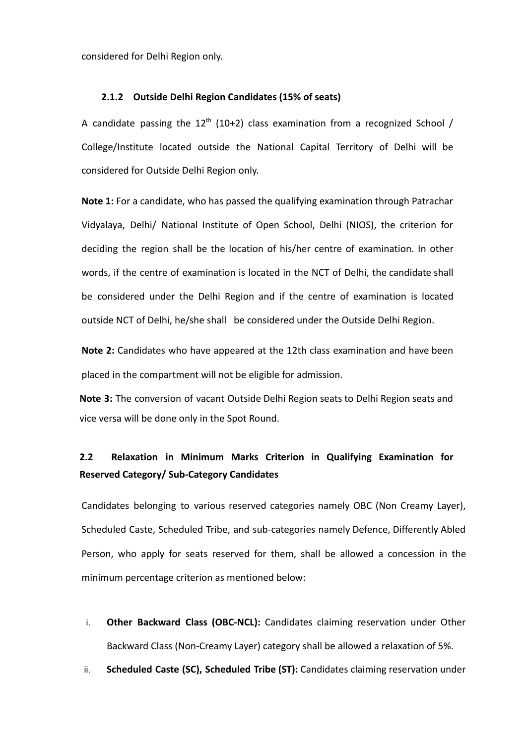considered for Delhi Region only.

### 2.1.2 Outside Delhi Region Candidates (15% of seats)

A candidate passing the 12th (10+2) class examination from a recognized School / College/Institute located outside the National Capital Territory of Delhi will be considered for Outside Delhi Region only.

**Note 1:** For a candidate, who has passed the qualifying examination through Patrachar Vidyalaya, Delhi/ National Institute of Open School, Delhi (NIOS), the criterion for deciding the region shall be the location of his/her centre of examination. In other words, if the centre of examination is located in the NCT of Delhi, the candidate shall be considered under the Delhi Region and if the centre of examination is located outside NCT of Delhi, he/she shall be considered under the Outside Delhi Region.

**Note 2:** Candidates who have appeared at the 12th class examination and have been placed in the compartment will not be eligible for admission.

**Note 3:** The conversion of vacant Outside Delhi Region seats to Delhi Region seats and vice versa will be done only in the Spot Round.

## 2.2 Relaxation in Minimum Marks Criterion in Qualifying Examination for Reserved Category/ Sub-Category Candidates

Candidates belonging to various reserved categories namely OBC (Non Creamy Layer), Scheduled Caste, Scheduled Tribe, and sub-categories namely Defence, Differently Abled Person, who apply for seats reserved for them, shall be allowed a concession in the minimum percentage criterion as mentioned below:

i. **Other Backward Class (OBC-NCL):** Candidates claiming reservation under Other Backward Class (Non-Creamy Layer) category shall be allowed a relaxation of 5%.

ii. **Scheduled Caste (SC), Scheduled Tribe (ST):** Candidates claiming reservation under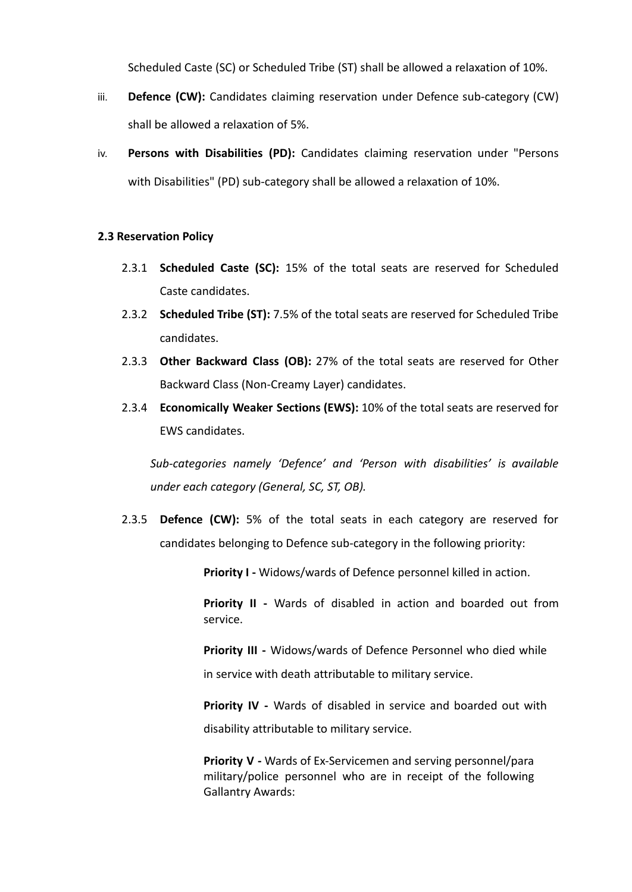Scheduled Caste (SC) or Scheduled Tribe (ST) shall be allowed a relaxation of 10%.

iii. **Defence (CW):** Candidates claiming reservation under Defence sub-category (CW) shall be allowed a relaxation of 5%.

iv. **Persons with Disabilities (PD):** Candidates claiming reservation under "Persons with Disabilities" (PD) sub-category shall be allowed a relaxation of 10%.

**2.3 Reservation Policy**

2.3.1 **Scheduled Caste (SC):** 15% of the total seats are reserved for Scheduled Caste candidates.

2.3.2 **Scheduled Tribe (ST):** 7.5% of the total seats are reserved for Scheduled Tribe candidates.

2.3.3 **Other Backward Class (OB):** 27% of the total seats are reserved for Other Backward Class (Non-Creamy Layer) candidates.

2.3.4 **Economically Weaker Sections (EWS):** 10% of the total seats are reserved for EWS candidates.

*Sub-categories namely 'Defence' and 'Person with disabilities' is available under each category (General, SC, ST, OB).*

2.3.5 **Defence (CW):** 5% of the total seats in each category are reserved for candidates belonging to Defence sub-category in the following priority:

**Priority I -** Widows/wards of Defence personnel killed in action.

**Priority II -** Wards of disabled in action and boarded out from service.

**Priority III -** Widows/wards of Defence Personnel who died while in service with death attributable to military service.

**Priority IV -** Wards of disabled in service and boarded out with disability attributable to military service.

**Priority V -** Wards of Ex-Servicemen and serving personnel/para military/police personnel who are in receipt of the following Gallantry Awards: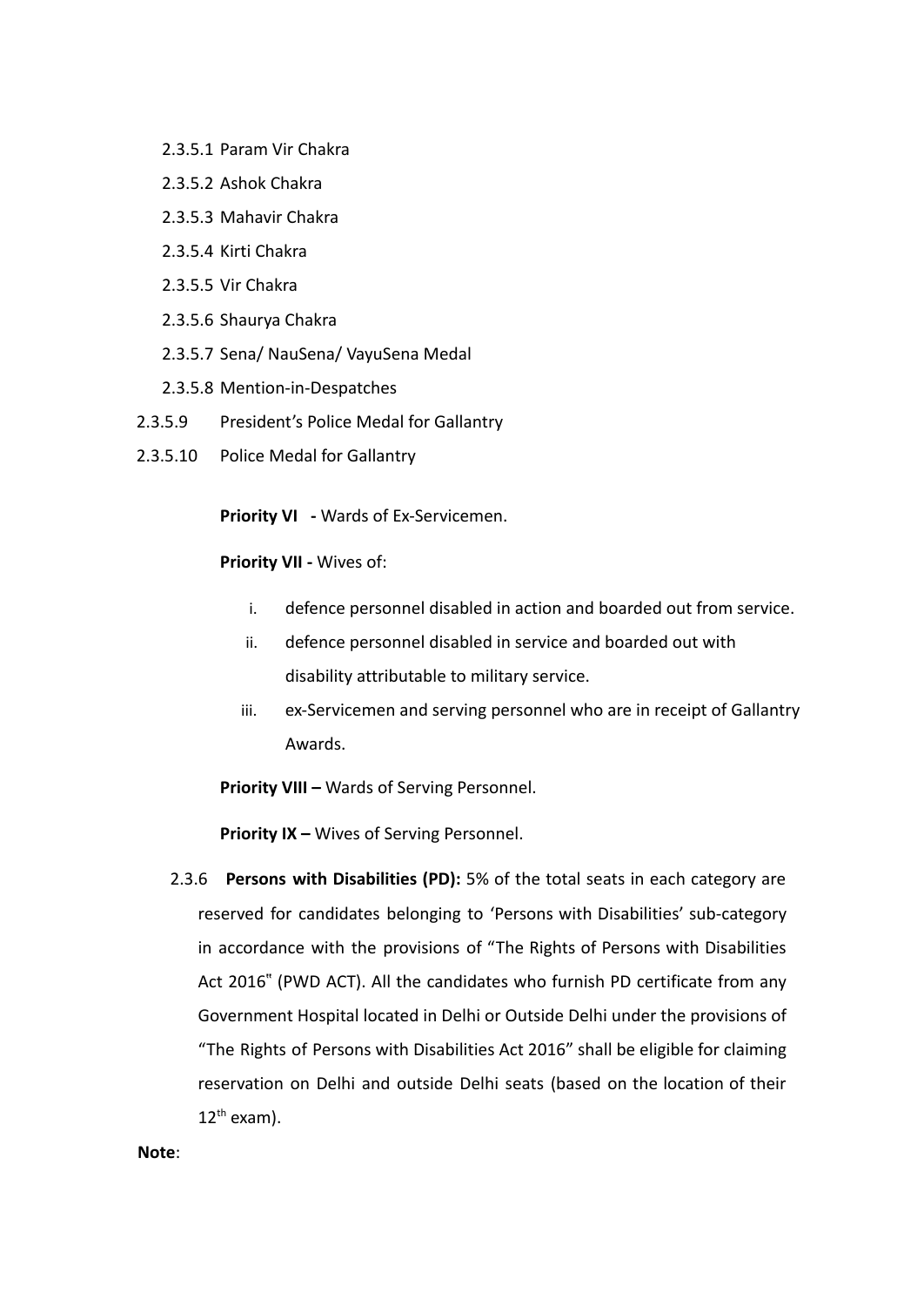2.3.5.1 Param Vir Chakra

2.3.5.2 Ashok Chakra

2.3.5.3 Mahavir Chakra

2.3.5.4 Kirti Chakra

2.3.5.5 Vir Chakra

2.3.5.6 Shaurya Chakra

2.3.5.7 Sena/ NauSena/ VayuSena Medal

2.3.5.8 Mention-in-Despatches

2.3.5.9 President's Police Medal for Gallantry

2.3.5.10 Police Medal for Gallantry

**Priority VI -** Wards of Ex-Servicemen.

**Priority VII -** Wives of:

i. defence personnel disabled in action and boarded out from service.

ii. defence personnel disabled in service and boarded out with disability attributable to military service.

iii. ex-Servicemen and serving personnel who are in receipt of Gallantry Awards.

**Priority VIII –** Wards of Serving Personnel.

**Priority IX –** Wives of Serving Personnel.

2.3.6 **Persons with Disabilities (PD):** 5% of the total seats in each category are reserved for candidates belonging to 'Persons with Disabilities' sub-category in accordance with the provisions of "The Rights of Persons with Disabilities Act 2016" (PWD ACT). All the candidates who furnish PD certificate from any Government Hospital located in Delhi or Outside Delhi under the provisions of "The Rights of Persons with Disabilities Act 2016" shall be eligible for claiming reservation on Delhi and outside Delhi seats (based on the location of their 12th exam).

**Note**: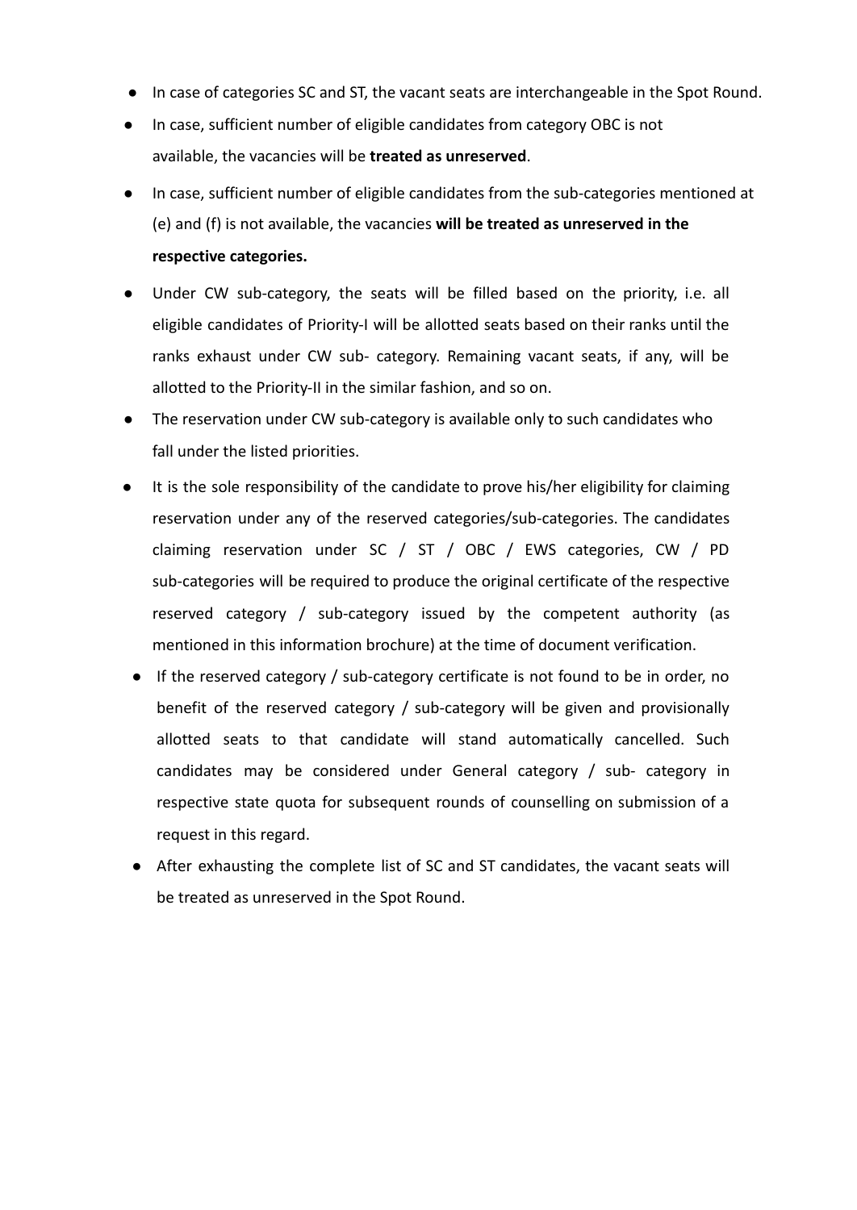- In case of categories SC and ST, the vacant seats are interchangeable in the Spot Round.
- In case, sufficient number of eligible candidates from category OBC is not available, the vacancies will be **treated as unreserved**.
- In case, sufficient number of eligible candidates from the sub-categories mentioned at (e) and (f) is not available, the vacancies **will be treated as unreserved in the respective categories.**
- Under CW sub-category, the seats will be filled based on the priority, i.e. all eligible candidates of Priority-I will be allotted seats based on their ranks until the ranks exhaust under CW sub- category. Remaining vacant seats, if any, will be allotted to the Priority-II in the similar fashion, and so on.
- The reservation under CW sub-category is available only to such candidates who fall under the listed priorities.
- It is the sole responsibility of the candidate to prove his/her eligibility for claiming reservation under any of the reserved categories/sub-categories. The candidates claiming reservation under SC / ST / OBC / EWS categories, CW / PD sub-categories will be required to produce the original certificate of the respective reserved category / sub-category issued by the competent authority (as mentioned in this information brochure) at the time of document verification.
- If the reserved category / sub-category certificate is not found to be in order, no benefit of the reserved category / sub-category will be given and provisionally allotted seats to that candidate will stand automatically cancelled. Such candidates may be considered under General category / sub- category in respective state quota for subsequent rounds of counselling on submission of a request in this regard.
- After exhausting the complete list of SC and ST candidates, the vacant seats will be treated as unreserved in the Spot Round.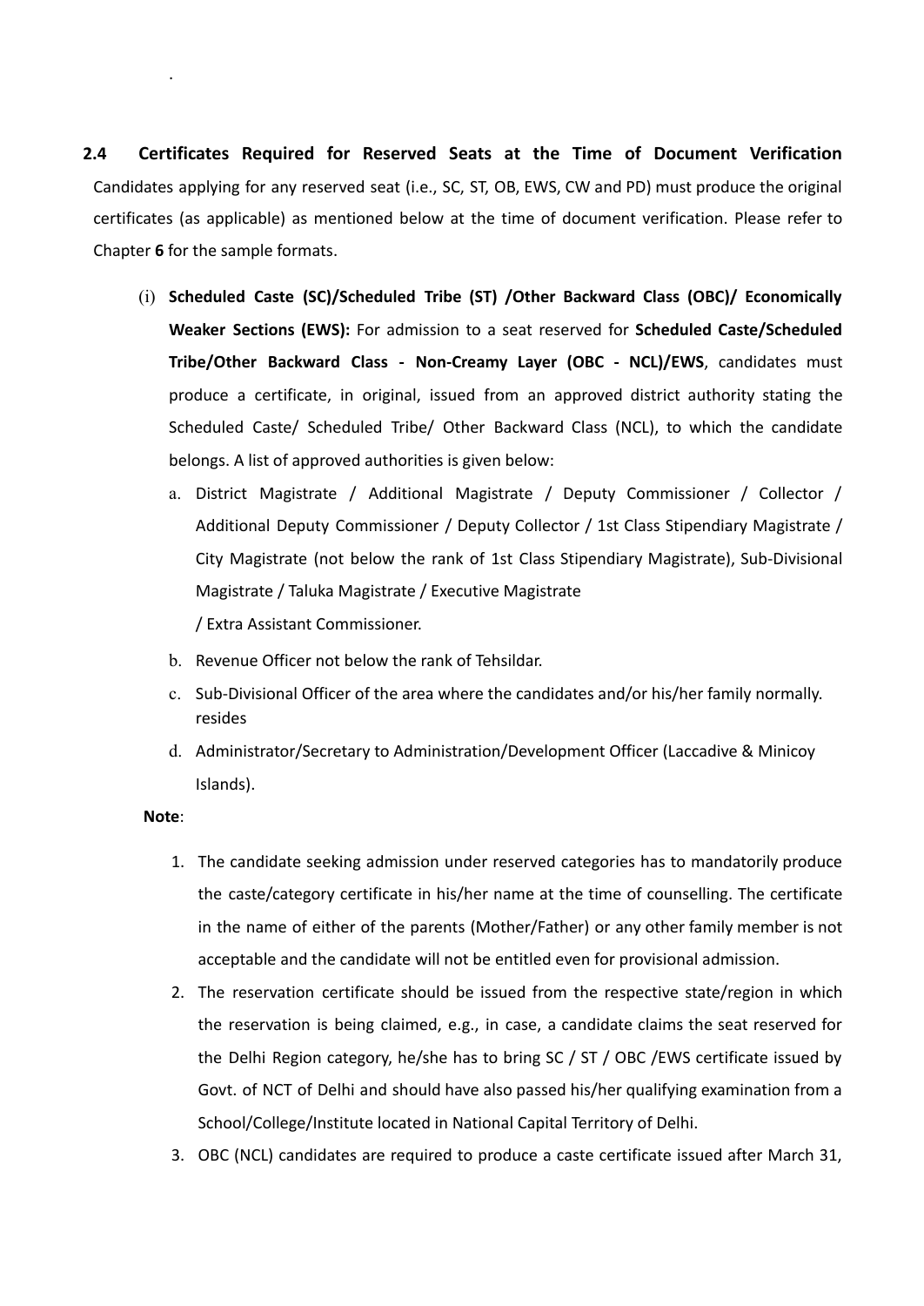## 2.4 Certificates Required for Reserved Seats at the Time of Document Verification

Candidates applying for any reserved seat (i.e., SC, ST, OB, EWS, CW and PD) must produce the original certificates (as applicable) as mentioned below at the time of document verification. Please refer to Chapter **6** for the sample formats.

(i) **Scheduled Caste (SC)/Scheduled Tribe (ST) /Other Backward Class (OBC)/ Economically Weaker Sections (EWS):** For admission to a seat reserved for **Scheduled Caste/Scheduled Tribe/Other Backward Class - Non-Creamy Layer (OBC - NCL)/EWS**, candidates must produce a certificate, in original, issued from an approved district authority stating the Scheduled Caste/ Scheduled Tribe/ Other Backward Class (NCL), to which the candidate belongs. A list of approved authorities is given below:

a. District Magistrate / Additional Magistrate / Deputy Commissioner / Collector / Additional Deputy Commissioner / Deputy Collector / 1st Class Stipendiary Magistrate / City Magistrate (not below the rank of 1st Class Stipendiary Magistrate), Sub-Divisional Magistrate / Taluka Magistrate / Executive Magistrate / Extra Assistant Commissioner.

b. Revenue Officer not below the rank of Tehsildar.

c. Sub-Divisional Officer of the area where the candidates and/or his/her family normally. resides

d. Administrator/Secretary to Administration/Development Officer (Laccadive & Minicoy Islands).

**Note**:

1. The candidate seeking admission under reserved categories has to mandatorily produce the caste/category certificate in his/her name at the time of counselling. The certificate in the name of either of the parents (Mother/Father) or any other family member is not acceptable and the candidate will not be entitled even for provisional admission.
2. The reservation certificate should be issued from the respective state/region in which the reservation is being claimed, e.g., in case, a candidate claims the seat reserved for the Delhi Region category, he/she has to bring SC / ST / OBC /EWS certificate issued by Govt. of NCT of Delhi and should have also passed his/her qualifying examination from a School/College/Institute located in National Capital Territory of Delhi.
3. OBC (NCL) candidates are required to produce a caste certificate issued after March 31,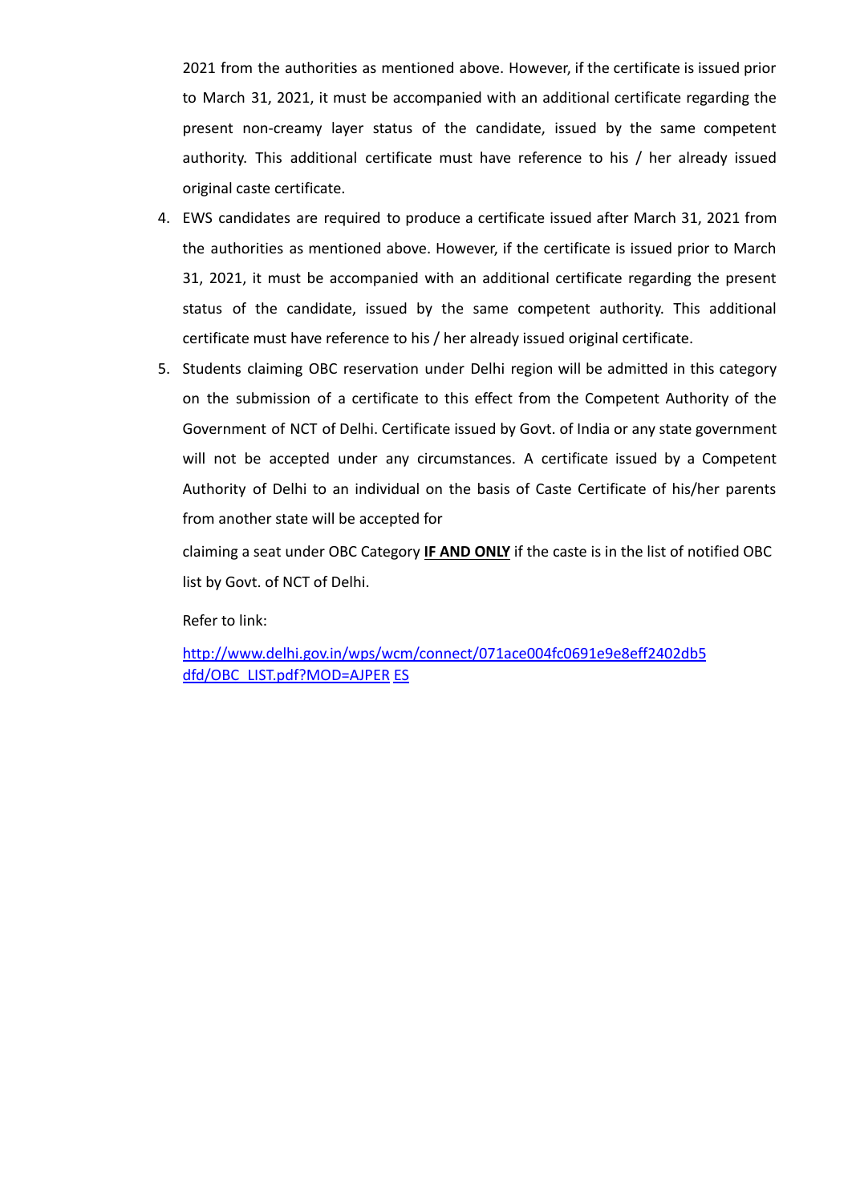2021 from the authorities as mentioned above. However, if the certificate is issued prior to March 31, 2021, it must be accompanied with an additional certificate regarding the present non-creamy layer status of the candidate, issued by the same competent authority. This additional certificate must have reference to his / her already issued original caste certificate.

4. EWS candidates are required to produce a certificate issued after March 31, 2021 from the authorities as mentioned above. However, if the certificate is issued prior to March 31, 2021, it must be accompanied with an additional certificate regarding the present status of the candidate, issued by the same competent authority. This additional certificate must have reference to his / her already issued original certificate.
5. Students claiming OBC reservation under Delhi region will be admitted in this category on the submission of a certificate to this effect from the Competent Authority of the Government of NCT of Delhi. Certificate issued by Govt. of India or any state government will not be accepted under any circumstances. A certificate issued by a Competent Authority of Delhi to an individual on the basis of Caste Certificate of his/her parents from another state will be accepted for

   claiming a seat under OBC Category **IF AND ONLY** if the caste is in the list of notified OBC list by Govt. of NCT of Delhi.

   Refer to link:

   http://www.delhi.gov.in/wps/wcm/connect/071ace004fc0691e9e8eff2402db5dfd/OBC_LIST.pdf?MOD=AJPERES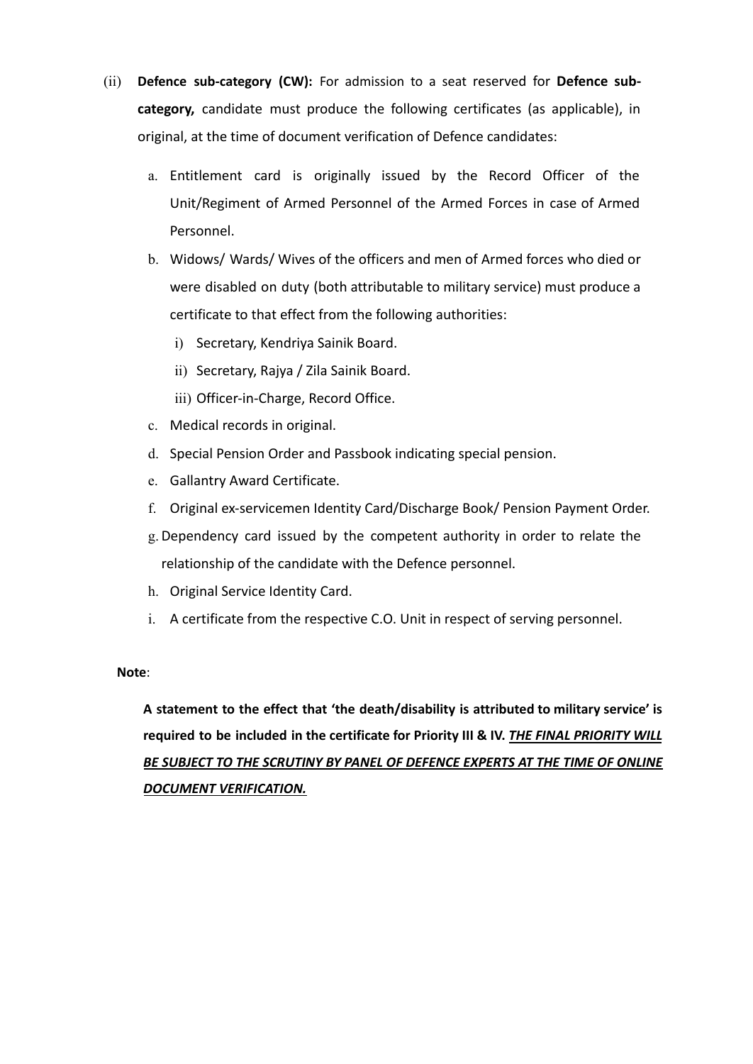(ii) **Defence sub-category (CW):** For admission to a seat reserved for **Defence sub-category,** candidate must produce the following certificates (as applicable), in original, at the time of document verification of Defence candidates:

   a. Entitlement card is originally issued by the Record Officer of the Unit/Regiment of Armed Personnel of the Armed Forces in case of Armed Personnel.
   b. Widows/ Wards/ Wives of the officers and men of Armed forces who died or were disabled on duty (both attributable to military service) must produce a certificate to that effect from the following authorities:
      i) Secretary, Kendriya Sainik Board.
      ii) Secretary, Rajya / Zila Sainik Board.
      iii) Officer-in-Charge, Record Office.
   c. Medical records in original.
   d. Special Pension Order and Passbook indicating special pension.
   e. Gallantry Award Certificate.
   f. Original ex-servicemen Identity Card/Discharge Book/ Pension Payment Order.
   g. Dependency card issued by the competent authority in order to relate the relationship of the candidate with the Defence personnel.
   h. Original Service Identity Card.
   i. A certificate from the respective C.O. Unit in respect of serving personnel.

**Note**:

**A statement to the effect that 'the death/disability is attributed to military service' is required to be included in the certificate for Priority III & IV.** ***<u>THE FINAL PRIORITY WILL BE SUBJECT TO THE SCRUTINY BY PANEL OF DEFENCE EXPERTS AT THE TIME OF ONLINE DOCUMENT VERIFICATION.</u>***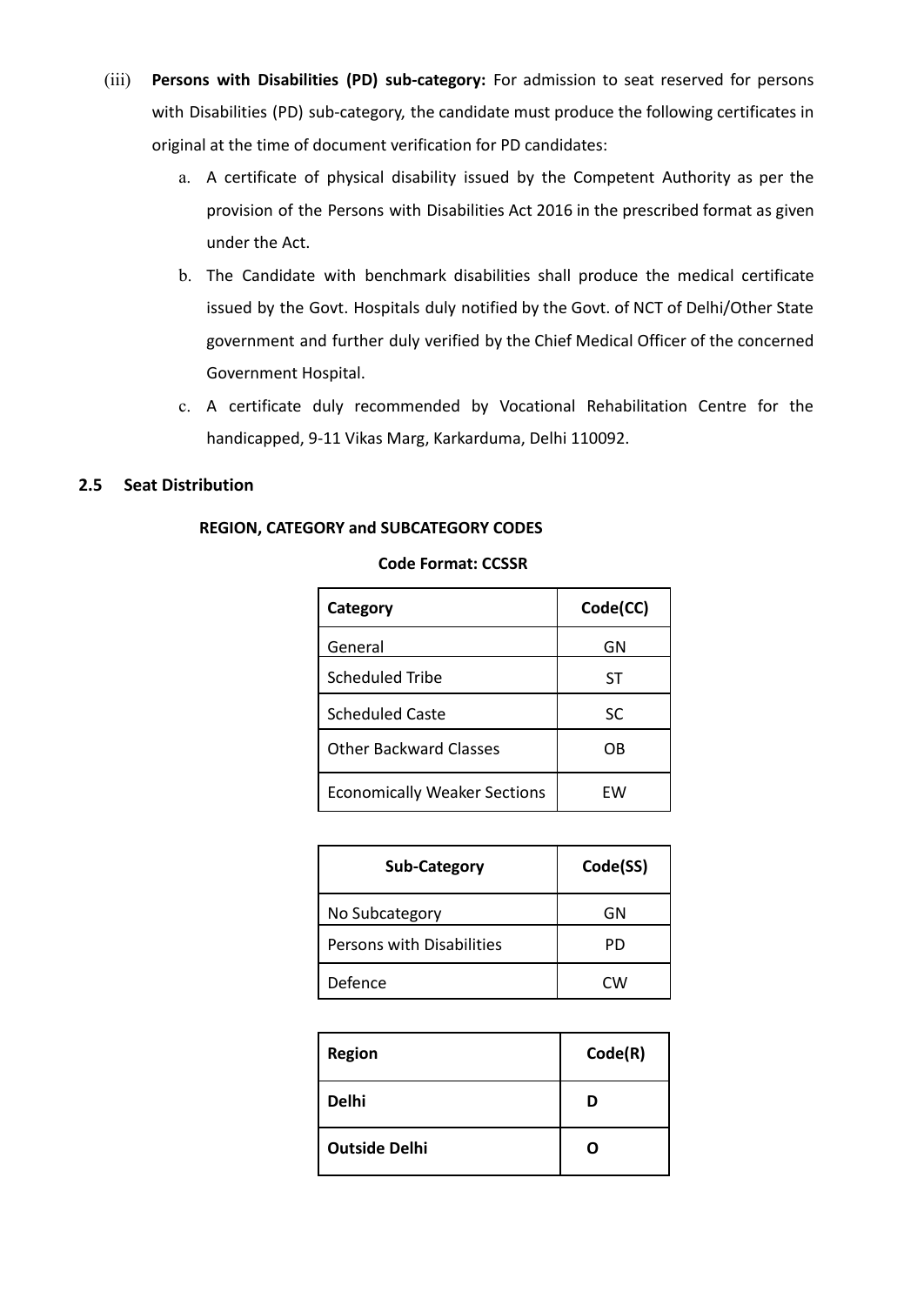(iii) **Persons with Disabilities (PD) sub-category:** For admission to seat reserved for persons with Disabilities (PD) sub-category, the candidate must produce the following certificates in original at the time of document verification for PD candidates:

a. A certificate of physical disability issued by the Competent Authority as per the provision of the Persons with Disabilities Act 2016 in the prescribed format as given under the Act.

b. The Candidate with benchmark disabilities shall produce the medical certificate issued by the Govt. Hospitals duly notified by the Govt. of NCT of Delhi/Other State government and further duly verified by the Chief Medical Officer of the concerned Government Hospital.

c. A certificate duly recommended by Vocational Rehabilitation Centre for the handicapped, 9-11 Vikas Marg, Karkarduma, Delhi 110092.

## 2.5 Seat Distribution

**REGION, CATEGORY and SUBCATEGORY CODES**

**Code Format: CCSSR**

| Category | Code(CC) |
|---|---|
| General | GN |
| Scheduled Tribe | ST |
| Scheduled Caste | SC |
| Other Backward Classes | OB |
| Economically Weaker Sections | EW |

| Sub-Category | Code(SS) |
|---|---|
| No Subcategory | GN |
| Persons with Disabilities | PD |
| Defence | CW |

| Region | Code(R) |
|---|---|
| **Delhi** | **D** |
| **Outside Delhi** | **O** |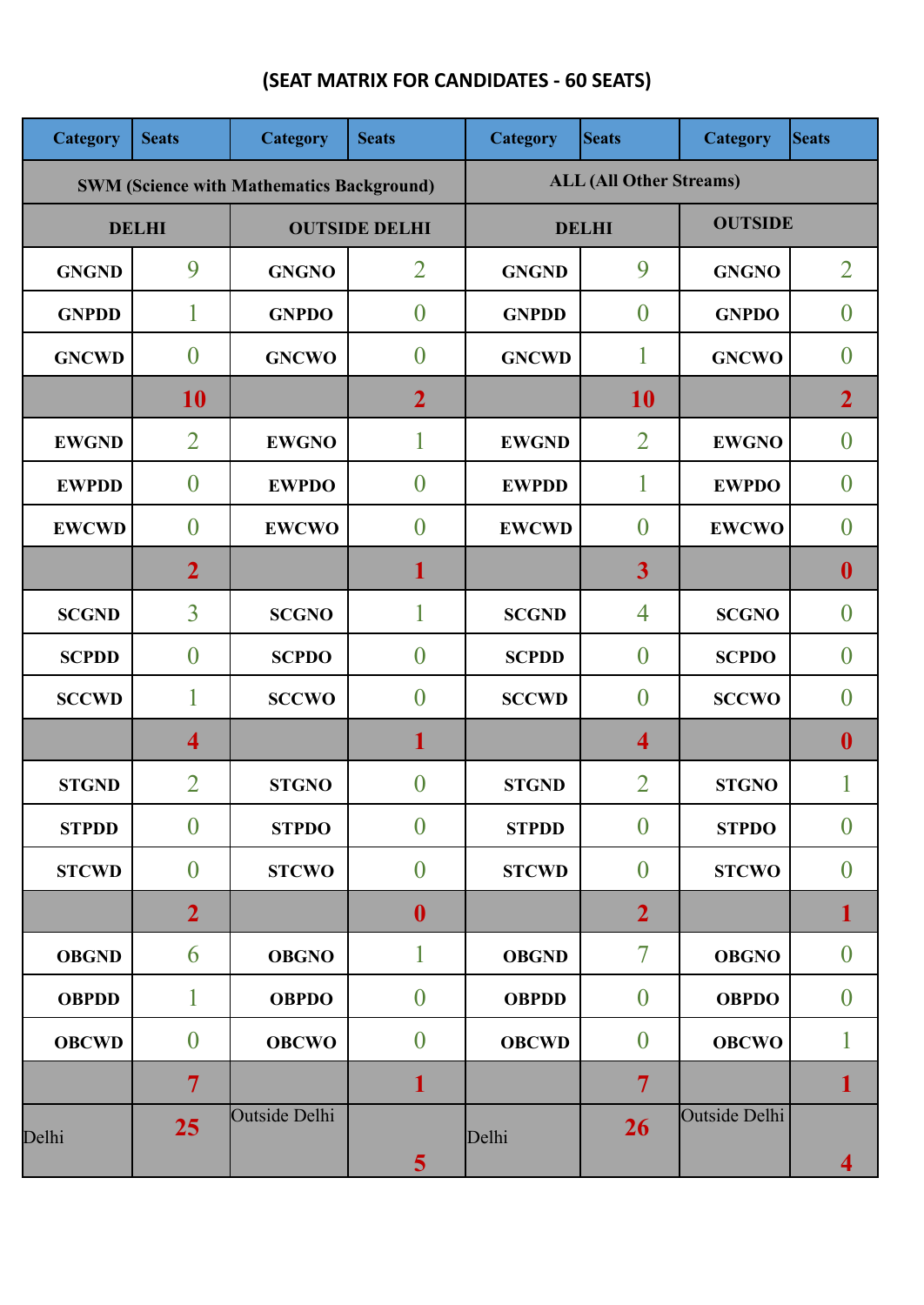# (SEAT MATRIX FOR CANDIDATES - 60 SEATS)

| Category | Seats | Category | Seats | Category | Seats | Category | Seats |
|---|---|---|---|---|---|---|---|
| SWM (Science with Mathematics Background) | | | | ALL (All Other Streams) | | | |
| DELHI | | OUTSIDE DELHI | | DELHI | | OUTSIDE | |
| GNGND | 9 | GNGNO | 2 | GNGND | 9 | GNGNO | 2 |
| GNPDD | 1 | GNPDO | 0 | GNPDD | 0 | GNPDO | 0 |
| GNCWD | 0 | GNCWO | 0 | GNCWD | 1 | GNCWO | 0 |
| | **10** | | **2** | | **10** | | **2** |
| EWGND | 2 | EWGNO | 1 | EWGND | 2 | EWGNO | 0 |
| EWPDD | 0 | EWPDO | 0 | EWPDD | 1 | EWPDO | 0 |
| EWCWD | 0 | EWCWO | 0 | EWCWD | 0 | EWCWO | 0 |
| | **2** | | **1** | | **3** | | **0** |
| SCGND | 3 | SCGNO | 1 | SCGND | 4 | SCGNO | 0 |
| SCPDD | 0 | SCPDO | 0 | SCPDD | 0 | SCPDO | 0 |
| SCCWD | 1 | SCCWO | 0 | SCCWD | 0 | SCCWO | 0 |
| | **4** | | **1** | | **4** | | **0** |
| STGND | 2 | STGNO | 0 | STGND | 2 | STGNO | 1 |
| STPDD | 0 | STPDO | 0 | STPDD | 0 | STPDO | 0 |
| STCWD | 0 | STCWO | 0 | STCWD | 0 | STCWO | 0 |
| | **2** | | **0** | | **2** | | **1** |
| OBGND | 6 | OBGNO | 1 | OBGND | 7 | OBGNO | 0 |
| OBPDD | 1 | OBPDO | 0 | OBPDD | 0 | OBPDO | 0 |
| OBCWD | 0 | OBCWO | 0 | OBCWD | 0 | OBCWO | 1 |
| | **7** | | **1** | | **7** | | **1** |
| Delhi | **25** | Outside Delhi | **5** | Delhi | **26** | Outside Delhi | **4** |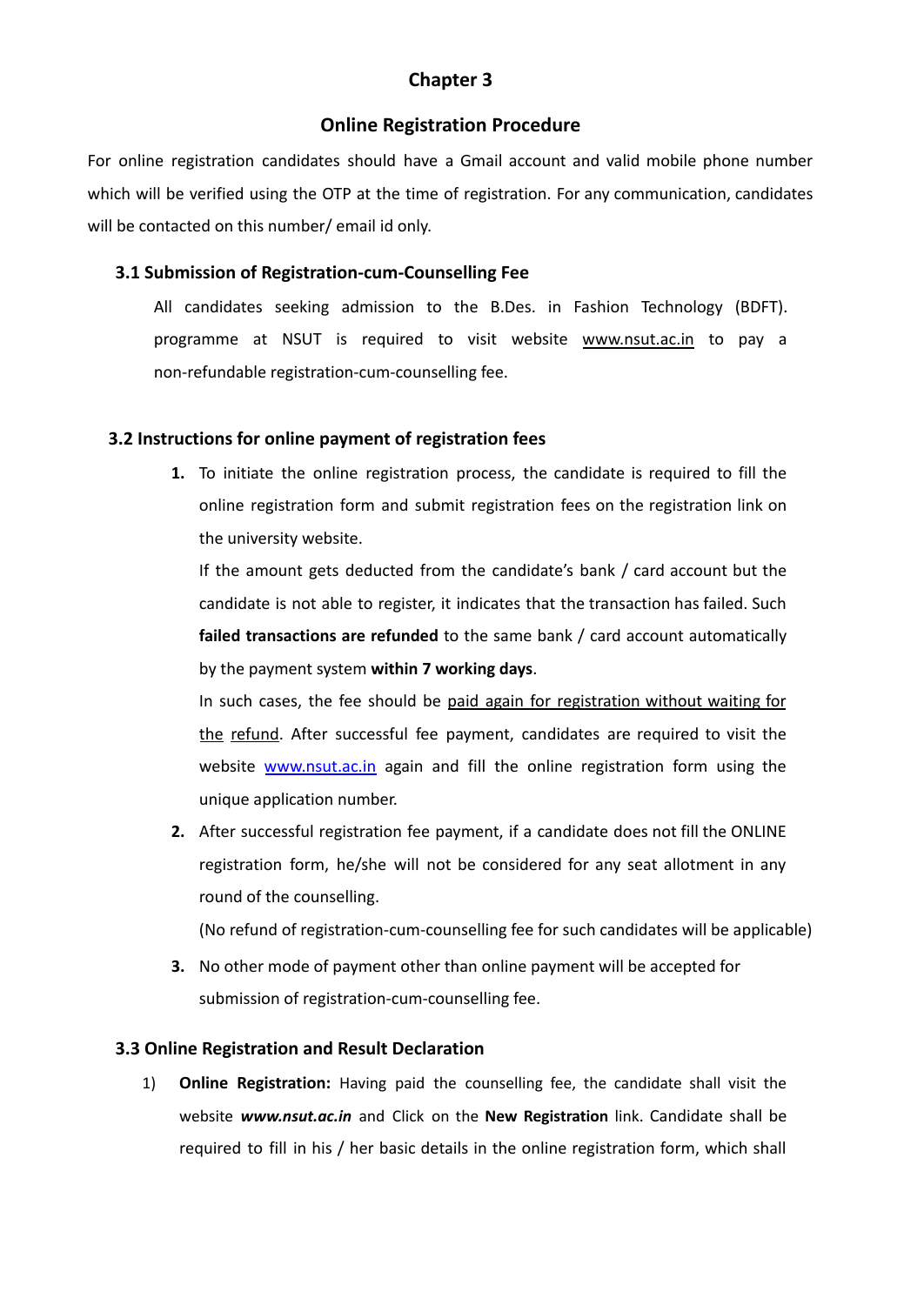# Chapter 3

## Online Registration Procedure

For online registration candidates should have a Gmail account and valid mobile phone number which will be verified using the OTP at the time of registration. For any communication, candidates will be contacted on this number/ email id only.

### 3.1 Submission of Registration-cum-Counselling Fee

All candidates seeking admission to the B.Des. in Fashion Technology (BDFT). programme at NSUT is required to visit website www.nsut.ac.in to pay a non-refundable registration-cum-counselling fee.

### 3.2 Instructions for online payment of registration fees

1. To initiate the online registration process, the candidate is required to fill the online registration form and submit registration fees on the registration link on the university website.

   If the amount gets deducted from the candidate's bank / card account but the candidate is not able to register, it indicates that the transaction has failed. Such **failed transactions are refunded** to the same bank / card account automatically by the payment system **within 7 working days**.

   In such cases, the fee should be paid again for registration without waiting for the refund. After successful fee payment, candidates are required to visit the website www.nsut.ac.in again and fill the online registration form using the unique application number.

2. After successful registration fee payment, if a candidate does not fill the ONLINE registration form, he/she will not be considered for any seat allotment in any round of the counselling.

   (No refund of registration-cum-counselling fee for such candidates will be applicable)

3. No other mode of payment other than online payment will be accepted for submission of registration-cum-counselling fee.

### 3.3 Online Registration and Result Declaration

1) **Online Registration:** Having paid the counselling fee, the candidate shall visit the website ***www.nsut.ac.in*** and Click on the **New Registration** link. Candidate shall be required to fill in his / her basic details in the online registration form, which shall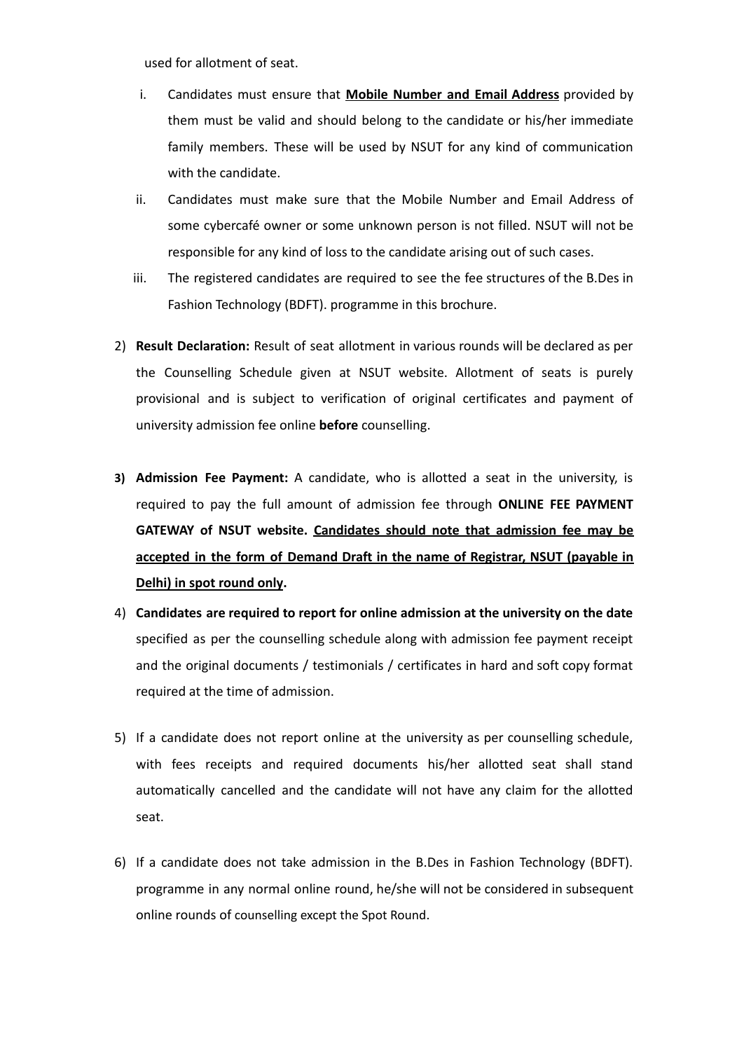used for allotment of seat.

i. Candidates must ensure that **<u>Mobile Number and Email Address</u>** provided by them must be valid and should belong to the candidate or his/her immediate family members. These will be used by NSUT for any kind of communication with the candidate.

ii. Candidates must make sure that the Mobile Number and Email Address of some cybercafé owner or some unknown person is not filled. NSUT will not be responsible for any kind of loss to the candidate arising out of such cases.

iii. The registered candidates are required to see the fee structures of the B.Des in Fashion Technology (BDFT). programme in this brochure.

2) **Result Declaration:** Result of seat allotment in various rounds will be declared as per the Counselling Schedule given at NSUT website. Allotment of seats is purely provisional and is subject to verification of original certificates and payment of university admission fee online **before** counselling.

3) **Admission Fee Payment:** A candidate, who is allotted a seat in the university, is required to pay the full amount of admission fee through **ONLINE FEE PAYMENT GATEWAY of NSUT website. <u>Candidates should note that admission fee may be accepted in the form of Demand Draft in the name of Registrar, NSUT (payable in Delhi) in spot round only</u>.**

4) **Candidates are required to report for online admission at the university on the date** specified as per the counselling schedule along with admission fee payment receipt and the original documents / testimonials / certificates in hard and soft copy format required at the time of admission.

5) If a candidate does not report online at the university as per counselling schedule, with fees receipts and required documents his/her allotted seat shall stand automatically cancelled and the candidate will not have any claim for the allotted seat.

6) If a candidate does not take admission in the B.Des in Fashion Technology (BDFT). programme in any normal online round, he/she will not be considered in subsequent online rounds of counselling except the Spot Round.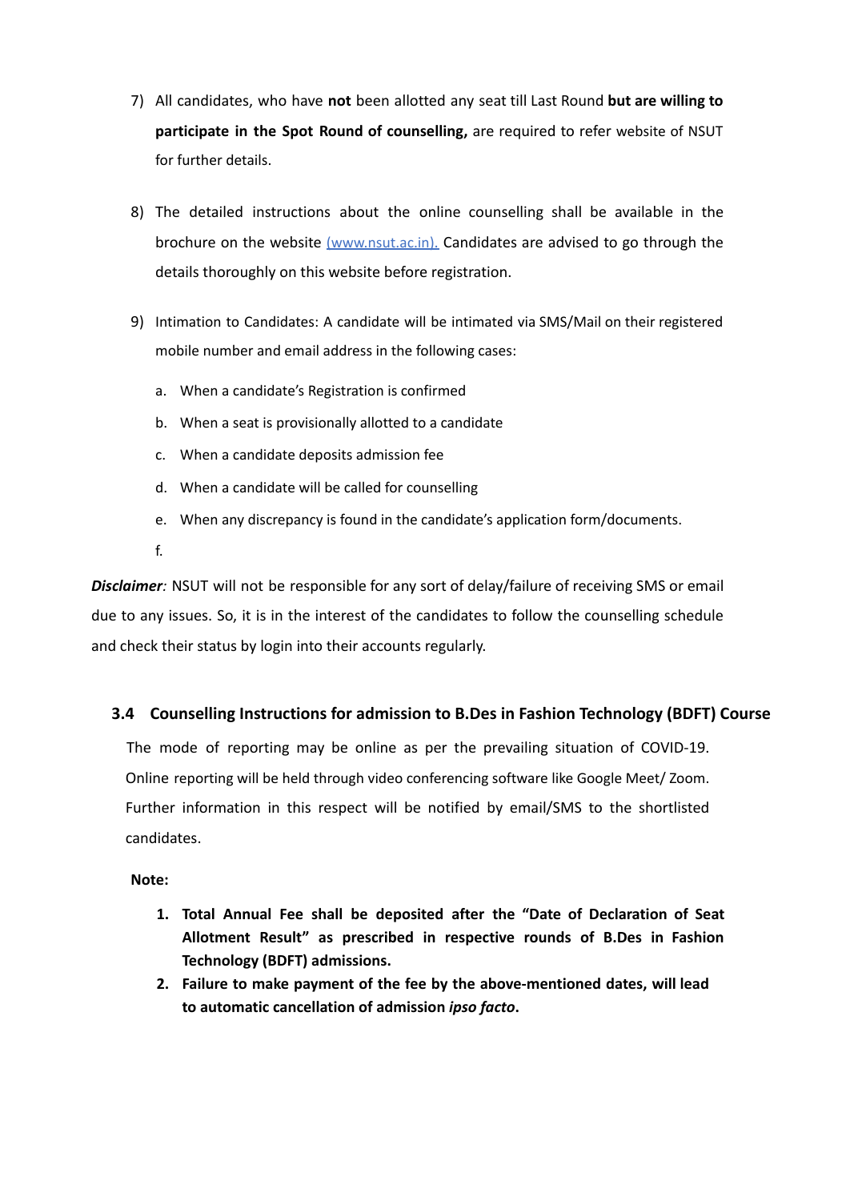7) All candidates, who have **not** been allotted any seat till Last Round **but are willing to participate in the Spot Round of counselling,** are required to refer website of NSUT for further details.

8) The detailed instructions about the online counselling shall be available in the brochure on the website (www.nsut.ac.in). Candidates are advised to go through the details thoroughly on this website before registration.

9) Intimation to Candidates: A candidate will be intimated via SMS/Mail on their registered mobile number and email address in the following cases:

   a. When a candidate's Registration is confirmed
   b. When a seat is provisionally allotted to a candidate
   c. When a candidate deposits admission fee
   d. When a candidate will be called for counselling
   e. When any discrepancy is found in the candidate's application form/documents.
   f.

***Disclaimer**:* NSUT will not be responsible for any sort of delay/failure of receiving SMS or email due to any issues. So, it is in the interest of the candidates to follow the counselling schedule and check their status by login into their accounts regularly.

### 3.4 Counselling Instructions for admission to B.Des in Fashion Technology (BDFT) Course

The mode of reporting may be online as per the prevailing situation of COVID-19. Online reporting will be held through video conferencing software like Google Meet/ Zoom. Further information in this respect will be notified by email/SMS to the shortlisted candidates.

**Note:**

1. **Total Annual Fee shall be deposited after the "Date of Declaration of Seat Allotment Result" as prescribed in respective rounds of B.Des in Fashion Technology (BDFT) admissions.**
2. **Failure to make payment of the fee by the above-mentioned dates, will lead to automatic cancellation of admission *ipso facto*.**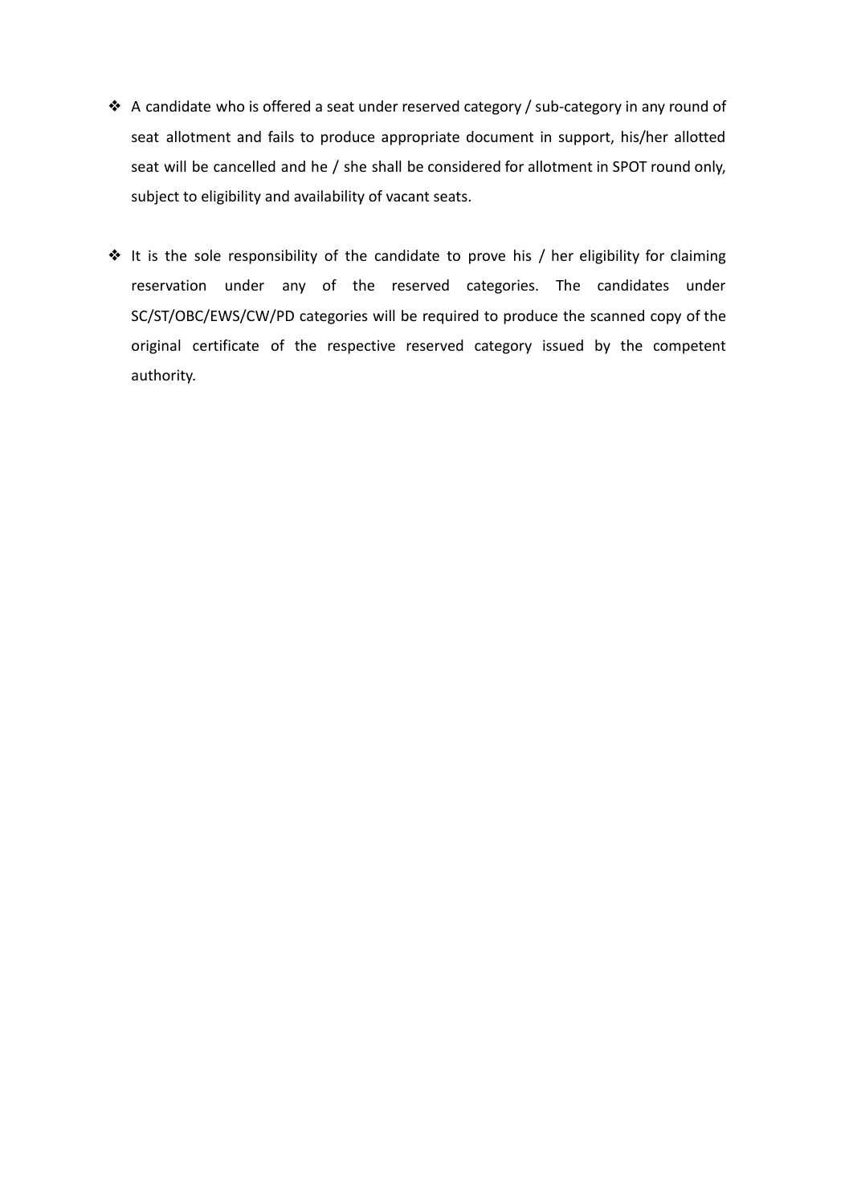- A candidate who is offered a seat under reserved category / sub-category in any round of seat allotment and fails to produce appropriate document in support, his/her allotted seat will be cancelled and he / she shall be considered for allotment in SPOT round only, subject to eligibility and availability of vacant seats.

- It is the sole responsibility of the candidate to prove his / her eligibility for claiming reservation under any of the reserved categories. The candidates under SC/ST/OBC/EWS/CW/PD categories will be required to produce the scanned copy of the original certificate of the respective reserved category issued by the competent authority.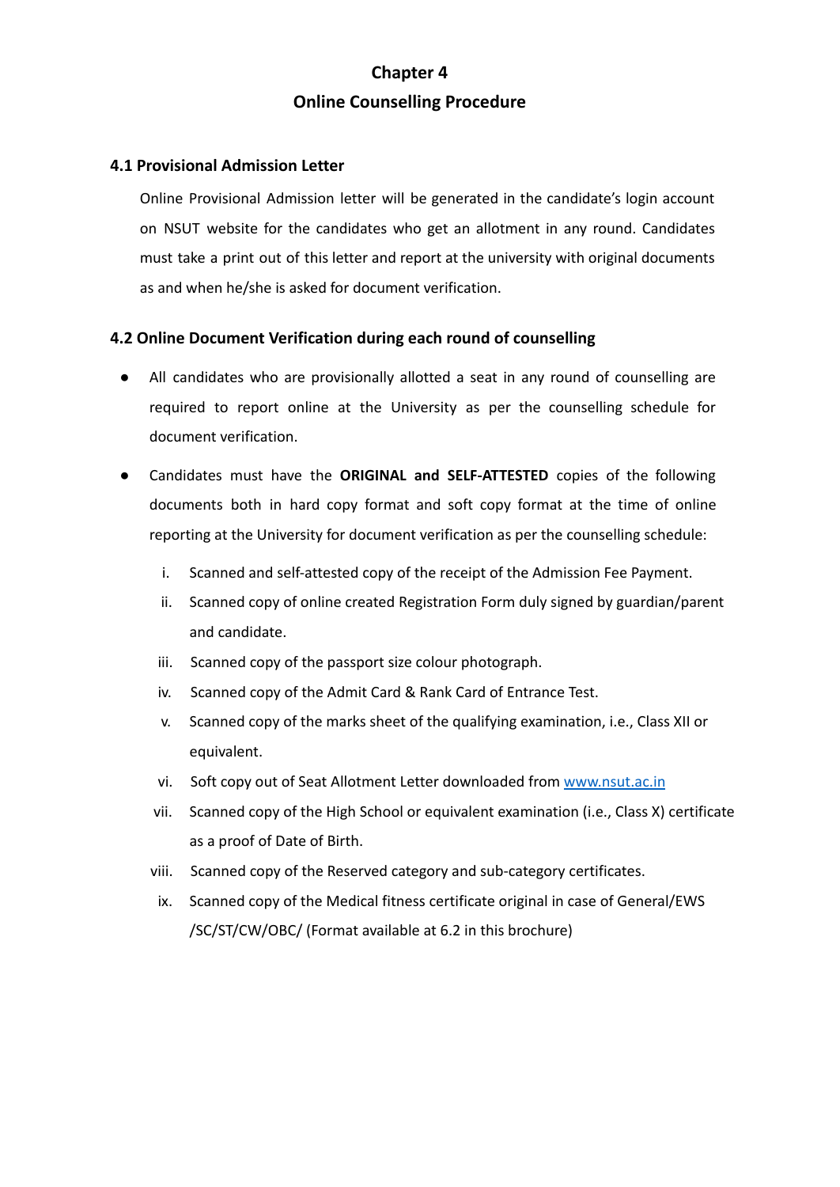# Chapter 4
# Online Counselling Procedure

### 4.1 Provisional Admission Letter

Online Provisional Admission letter will be generated in the candidate's login account on NSUT website for the candidates who get an allotment in any round. Candidates must take a print out of this letter and report at the university with original documents as and when he/she is asked for document verification.

### 4.2 Online Document Verification during each round of counselling

- All candidates who are provisionally allotted a seat in any round of counselling are required to report online at the University as per the counselling schedule for document verification.
- Candidates must have the **ORIGINAL and SELF-ATTESTED** copies of the following documents both in hard copy format and soft copy format at the time of online reporting at the University for document verification as per the counselling schedule:
    i. Scanned and self-attested copy of the receipt of the Admission Fee Payment.
    ii. Scanned copy of online created Registration Form duly signed by guardian/parent and candidate.
    iii. Scanned copy of the passport size colour photograph.
    iv. Scanned copy of the Admit Card & Rank Card of Entrance Test.
    v. Scanned copy of the marks sheet of the qualifying examination, i.e., Class XII or equivalent.
    vi. Soft copy out of Seat Allotment Letter downloaded from [www.nsut.ac.in](http://www.nsut.ac.in)
    vii. Scanned copy of the High School or equivalent examination (i.e., Class X) certificate as a proof of Date of Birth.
    viii. Scanned copy of the Reserved category and sub-category certificates.
    ix. Scanned copy of the Medical fitness certificate original in case of General/EWS /SC/ST/CW/OBC/ (Format available at 6.2 in this brochure)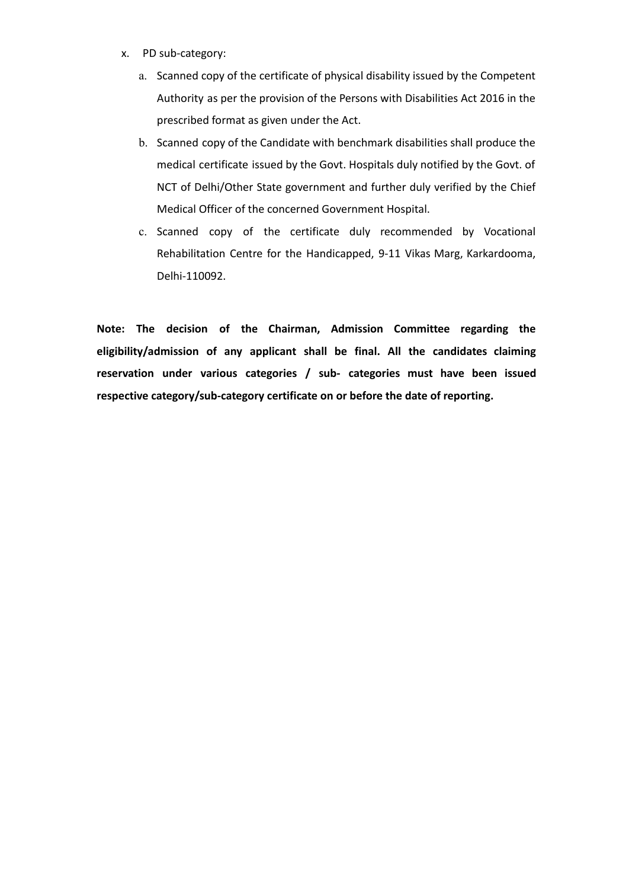x. PD sub-category:

   a. Scanned copy of the certificate of physical disability issued by the Competent Authority as per the provision of the Persons with Disabilities Act 2016 in the prescribed format as given under the Act.

   b. Scanned copy of the Candidate with benchmark disabilities shall produce the medical certificate issued by the Govt. Hospitals duly notified by the Govt. of NCT of Delhi/Other State government and further duly verified by the Chief Medical Officer of the concerned Government Hospital.

   c. Scanned copy of the certificate duly recommended by Vocational Rehabilitation Centre for the Handicapped, 9-11 Vikas Marg, Karkardooma, Delhi-110092.

**Note: The decision of the Chairman, Admission Committee regarding the eligibility/admission of any applicant shall be final. All the candidates claiming reservation under various categories / sub- categories must have been issued respective category/sub-category certificate on or before the date of reporting.**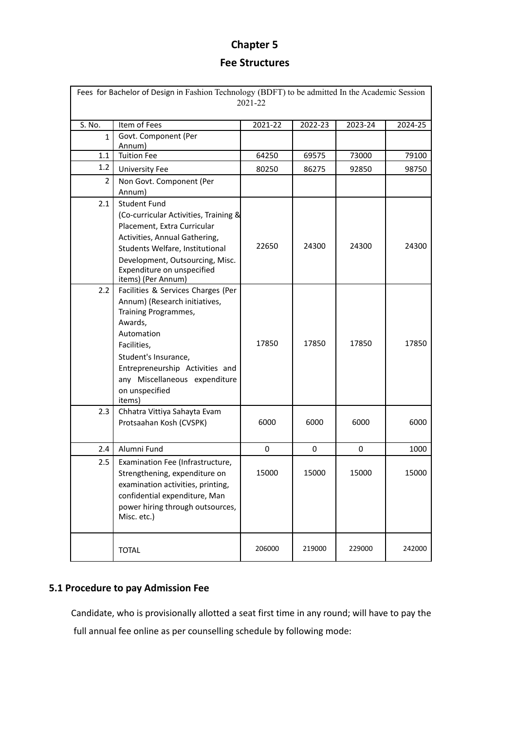# Chapter 5

## Fee Structures

| Fees for Bachelor of Design in Fashion Technology (BDFT) to be admitted In the Academic Session 2021-22 | | | | | |
|---|---|---|---|---|---|
| S. No. | Item of Fees | 2021-22 | 2022-23 | 2023-24 | 2024-25 |
| 1 | Govt. Component (Per Annum) | | | | |
| 1.1 | Tuition Fee | 64250 | 69575 | 73000 | 79100 |
| 1.2 | University Fee | 80250 | 86275 | 92850 | 98750 |
| 2 | Non Govt. Component (Per Annum) | | | | |
| 2.1 | Student Fund (Co-curricular Activities, Training & Placement, Extra Curricular Activities, Annual Gathering, Students Welfare, Institutional Development, Outsourcing, Misc. Expenditure on unspecified items) (Per Annum) | 22650 | 24300 | 24300 | 24300 |
| 2.2 | Facilities & Services Charges (Per Annum) (Research initiatives, Training Programmes, Awards, Automation Facilities, Student's Insurance, Entrepreneurship Activities and any Miscellaneous expenditure on unspecified items) | 17850 | 17850 | 17850 | 17850 |
| 2.3 | Chhatra Vittiya Sahayta Evam Protsaahan Kosh (CVSPK) | 6000 | 6000 | 6000 | 6000 |
| 2.4 | Alumni Fund | 0 | 0 | 0 | 1000 |
| 2.5 | Examination Fee (Infrastructure, Strengthening, expenditure on examination activities, printing, confidential expenditure, Man power hiring through outsources, Misc. etc.) | 15000 | 15000 | 15000 | 15000 |
| | TOTAL | 206000 | 219000 | 229000 | 242000 |

### 5.1 Procedure to pay Admission Fee

Candidate, who is provisionally allotted a seat first time in any round; will have to pay the full annual fee online as per counselling schedule by following mode: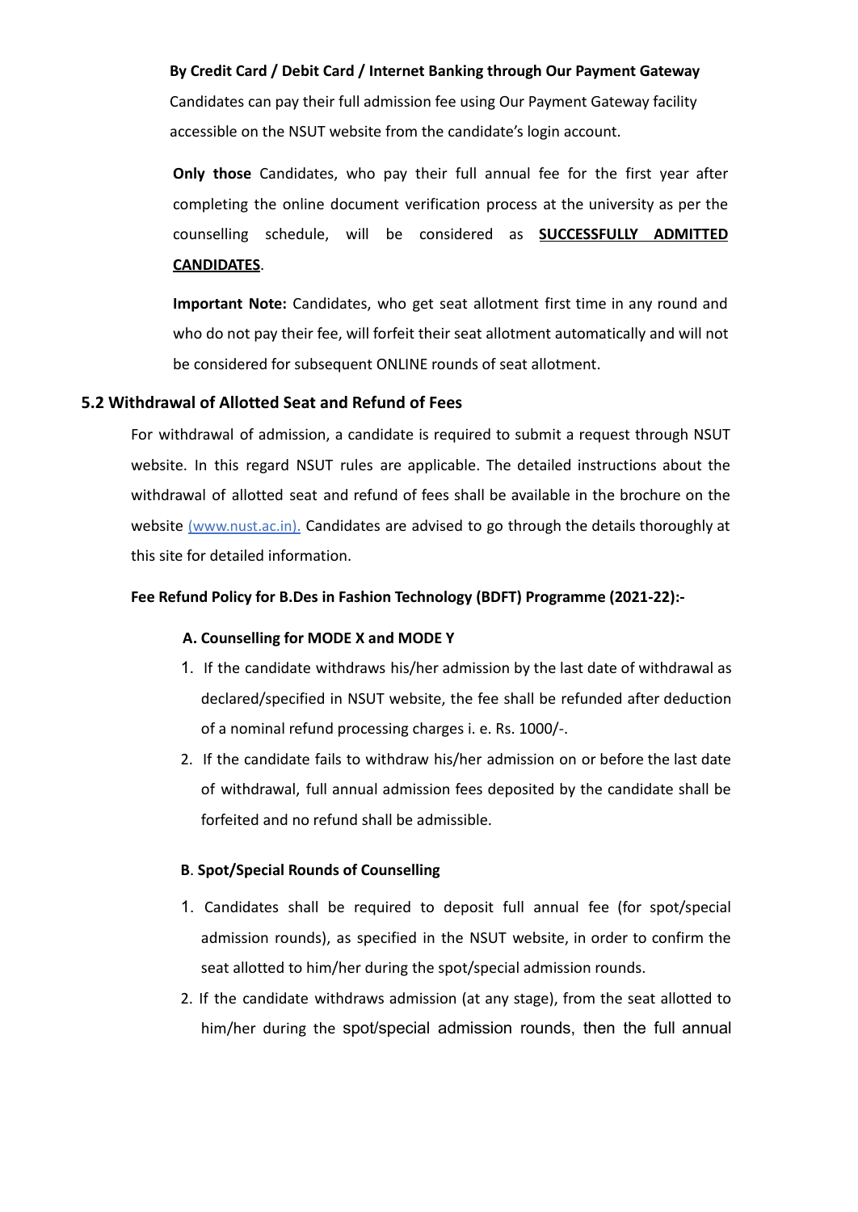**By Credit Card / Debit Card / Internet Banking through Our Payment Gateway**

Candidates can pay their full admission fee using Our Payment Gateway facility accessible on the NSUT website from the candidate's login account.

**Only those** Candidates, who pay their full annual fee for the first year after completing the online document verification process at the university as per the counselling schedule, will be considered as **SUCCESSFULLY ADMITTED CANDIDATES**.

**Important Note:** Candidates, who get seat allotment first time in any round and who do not pay their fee, will forfeit their seat allotment automatically and will not be considered for subsequent ONLINE rounds of seat allotment.

### 5.2 Withdrawal of Allotted Seat and Refund of Fees

For withdrawal of admission, a candidate is required to submit a request through NSUT website. In this regard NSUT rules are applicable. The detailed instructions about the withdrawal of allotted seat and refund of fees shall be available in the brochure on the website (www.nust.ac.in). Candidates are advised to go through the details thoroughly at this site for detailed information.

**Fee Refund Policy for B.Des in Fashion Technology (BDFT) Programme (2021-22):-**

**A. Counselling for MODE X and MODE Y**

1. If the candidate withdraws his/her admission by the last date of withdrawal as declared/specified in NSUT website, the fee shall be refunded after deduction of a nominal refund processing charges i. e. Rs. 1000/-.
2. If the candidate fails to withdraw his/her admission on or before the last date of withdrawal, full annual admission fees deposited by the candidate shall be forfeited and no refund shall be admissible.

**B. Spot/Special Rounds of Counselling**

1. Candidates shall be required to deposit full annual fee (for spot/special admission rounds), as specified in the NSUT website, in order to confirm the seat allotted to him/her during the spot/special admission rounds.
2. If the candidate withdraws admission (at any stage), from the seat allotted to him/her during the spot/special admission rounds, then the full annual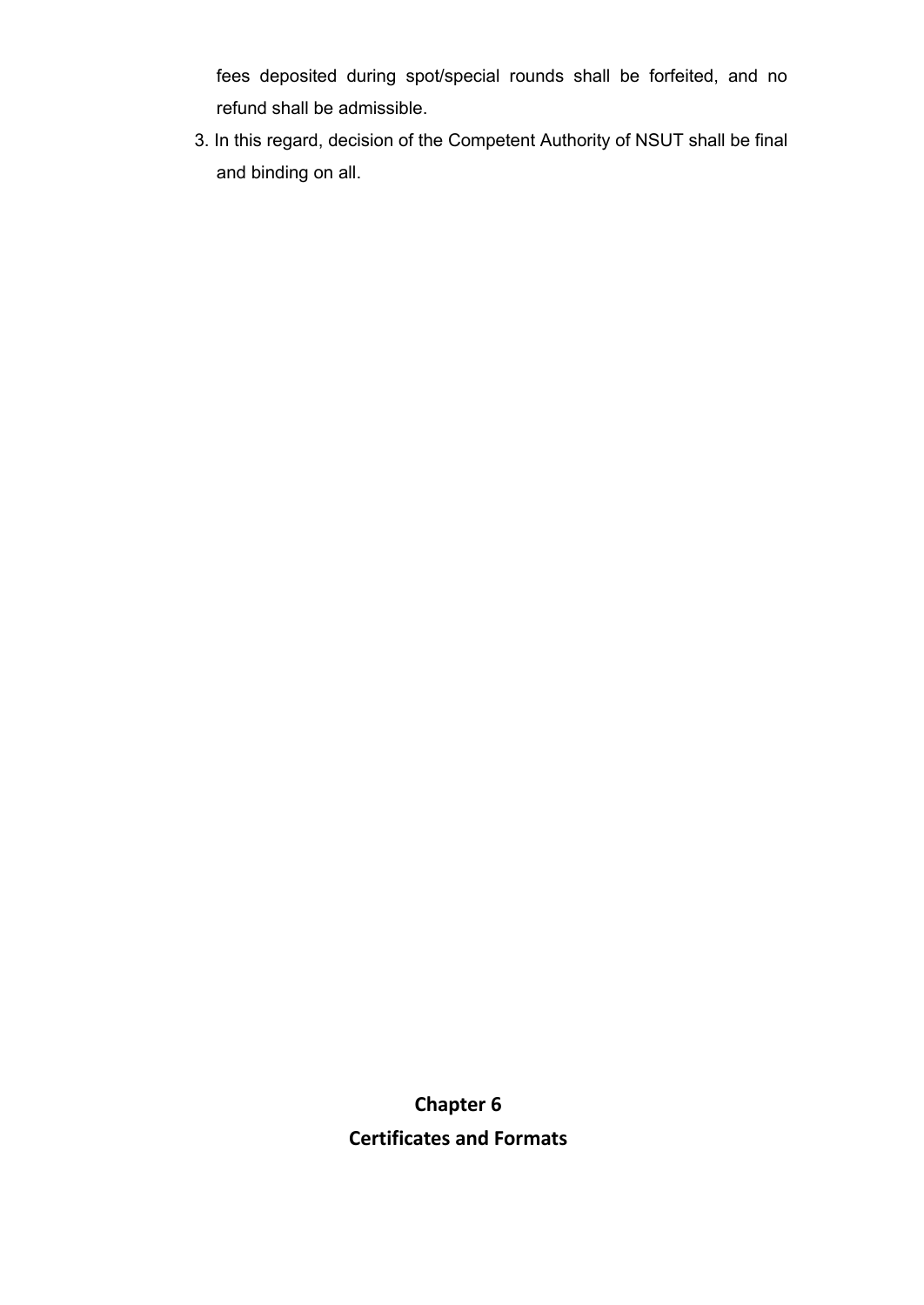fees deposited during spot/special rounds shall be forfeited, and no refund shall be admissible.

3. In this regard, decision of the Competent Authority of NSUT shall be final and binding on all.

# Chapter 6

# Certificates and Formats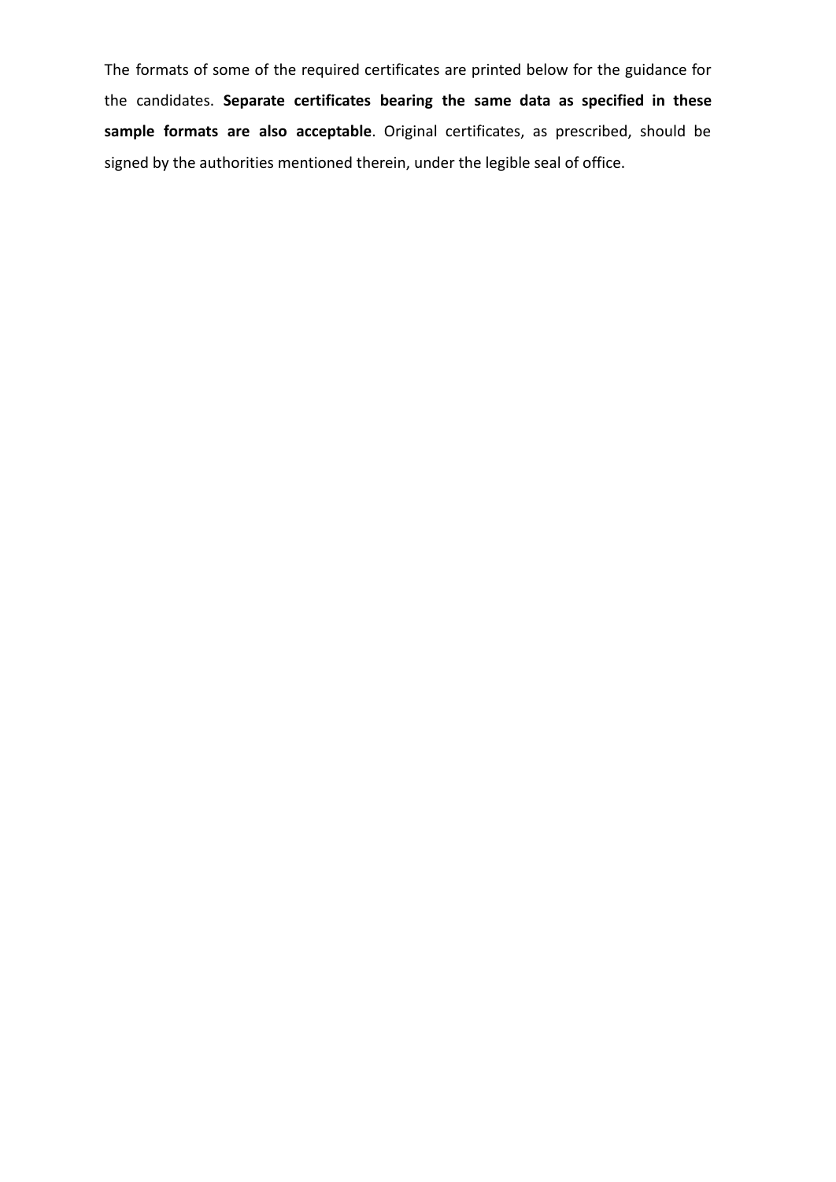The formats of some of the required certificates are printed below for the guidance for the candidates. **Separate certificates bearing the same data as specified in these sample formats are also acceptable**. Original certificates, as prescribed, should be signed by the authorities mentioned therein, under the legible seal of office.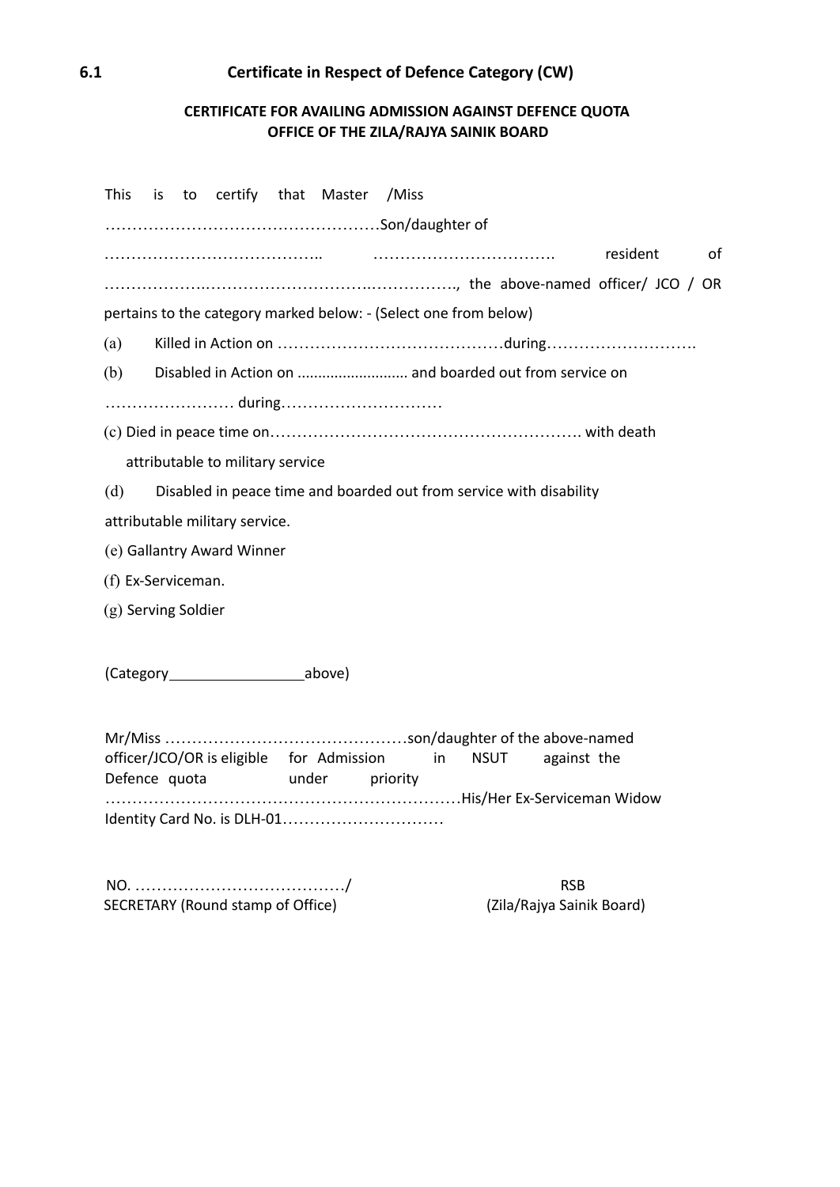## 6.1 Certificate in Respect of Defence Category (CW)

**CERTIFICATE FOR AVAILING ADMISSION AGAINST DEFENCE QUOTA**
**OFFICE OF THE ZILA/RAJYA SAINIK BOARD**

This is to certify that Master /Miss ……………………………………………Son/daughter of ………………………………….. ……………………………. resident of ……………….……………………….……………., the above-named officer/ JCO / OR pertains to the category marked below: - (Select one from below)

(a) Killed in Action on ……………………………………during……………………….

(b) Disabled in Action on .......................... and boarded out from service on …………………… during…………………………

(c) Died in peace time on…………………………………………………. with death attributable to military service

(d) Disabled in peace time and boarded out from service with disability attributable military service.

(e) Gallantry Award Winner

(f) Ex-Serviceman.

(g) Serving Soldier

(Category________________above)

Mr/Miss ………………………………………son/daughter of the above-named officer/JCO/OR is eligible for Admission in NSUT against the Defence quota under priority …………………………………………………………His/Her Ex-Serviceman Widow Identity Card No. is DLH-01…………………………

NO. …………………………………/ RSB
SECRETARY (Round stamp of Office) (Zila/Rajya Sainik Board)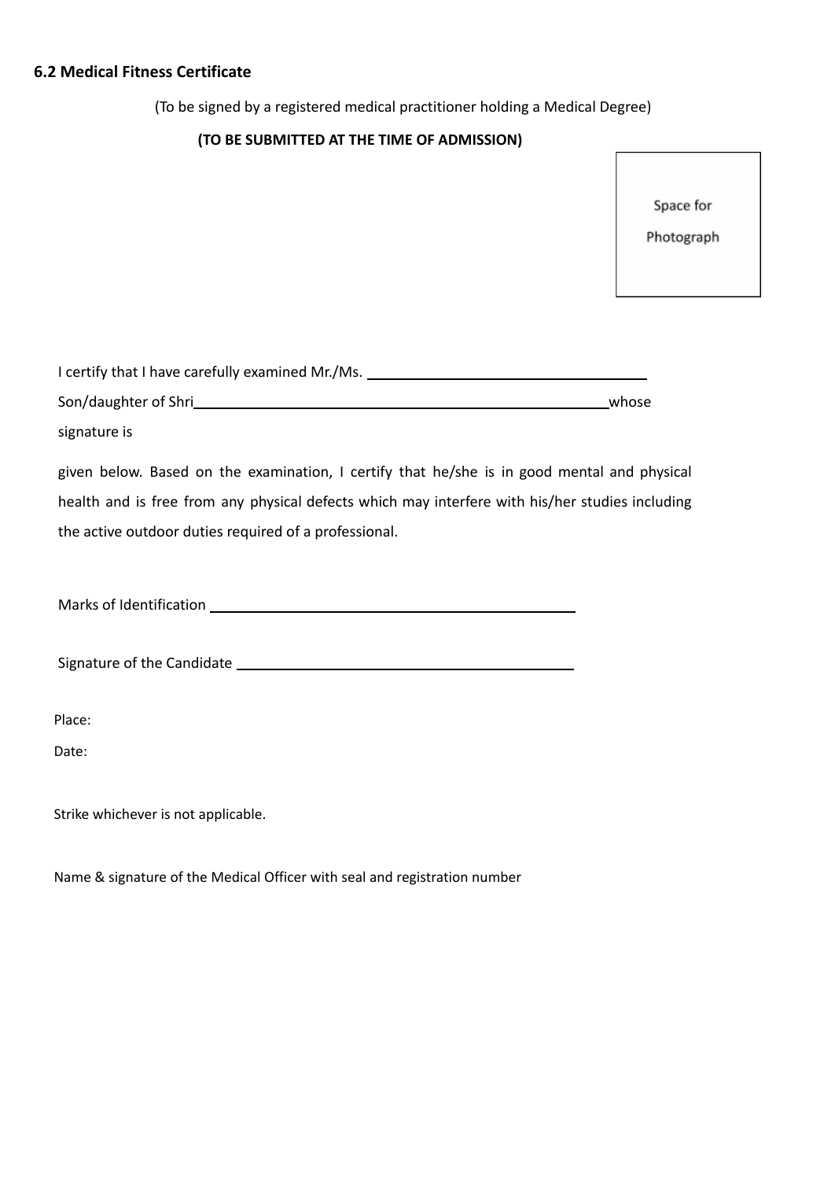### 6.2 Medical Fitness Certificate

(To be signed by a registered medical practitioner holding a Medical Degree)

**(TO BE SUBMITTED AT THE TIME OF ADMISSION)**

Space for Photograph

I certify that I have carefully examined Mr./Ms. ___________________________________

Son/daughter of Shri_______________________________________________________whose signature is

given below. Based on the examination, I certify that he/she is in good mental and physical health and is free from any physical defects which may interfere with his/her studies including the active outdoor duties required of a professional.

Marks of Identification _____________________________________________

Signature of the Candidate ________________________________________

Place:

Date:

Strike whichever is not applicable.

Name & signature of the Medical Officer with seal and registration number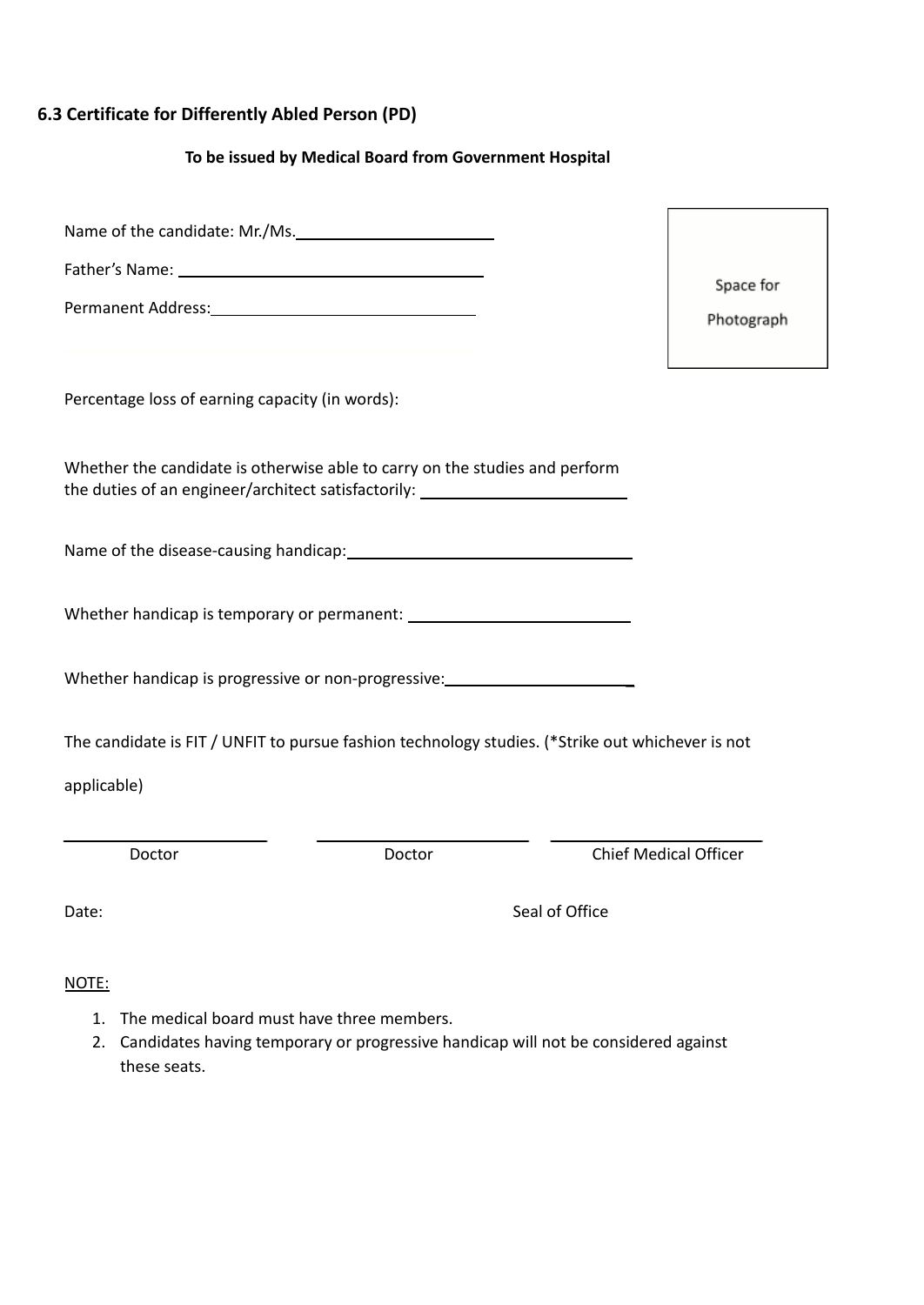### 6.3 Certificate for Differently Abled Person (PD)

**To be issued by Medical Board from Government Hospital**

Space for Photograph

Name of the candidate: Mr./Ms.______________________

Father's Name: ____________________________________

Permanent Address:_____________________________

Percentage loss of earning capacity (in words):

Whether the candidate is otherwise able to carry on the studies and perform the duties of an engineer/architect satisfactorily: ______________________

Name of the disease-causing handicap:________________________________

Whether handicap is temporary or permanent: ________________________

Whether handicap is progressive or non-progressive:_____________________

The candidate is FIT / UNFIT to pursue fashion technology studies. (*Strike out whichever is not applicable)

| ______________________ | ______________________ | ______________________ |
|---|---|---|
| Doctor | Doctor | Chief Medical Officer |

Date: Seal of Office

NOTE:

1. The medical board must have three members.
2. Candidates having temporary or progressive handicap will not be considered against these seats.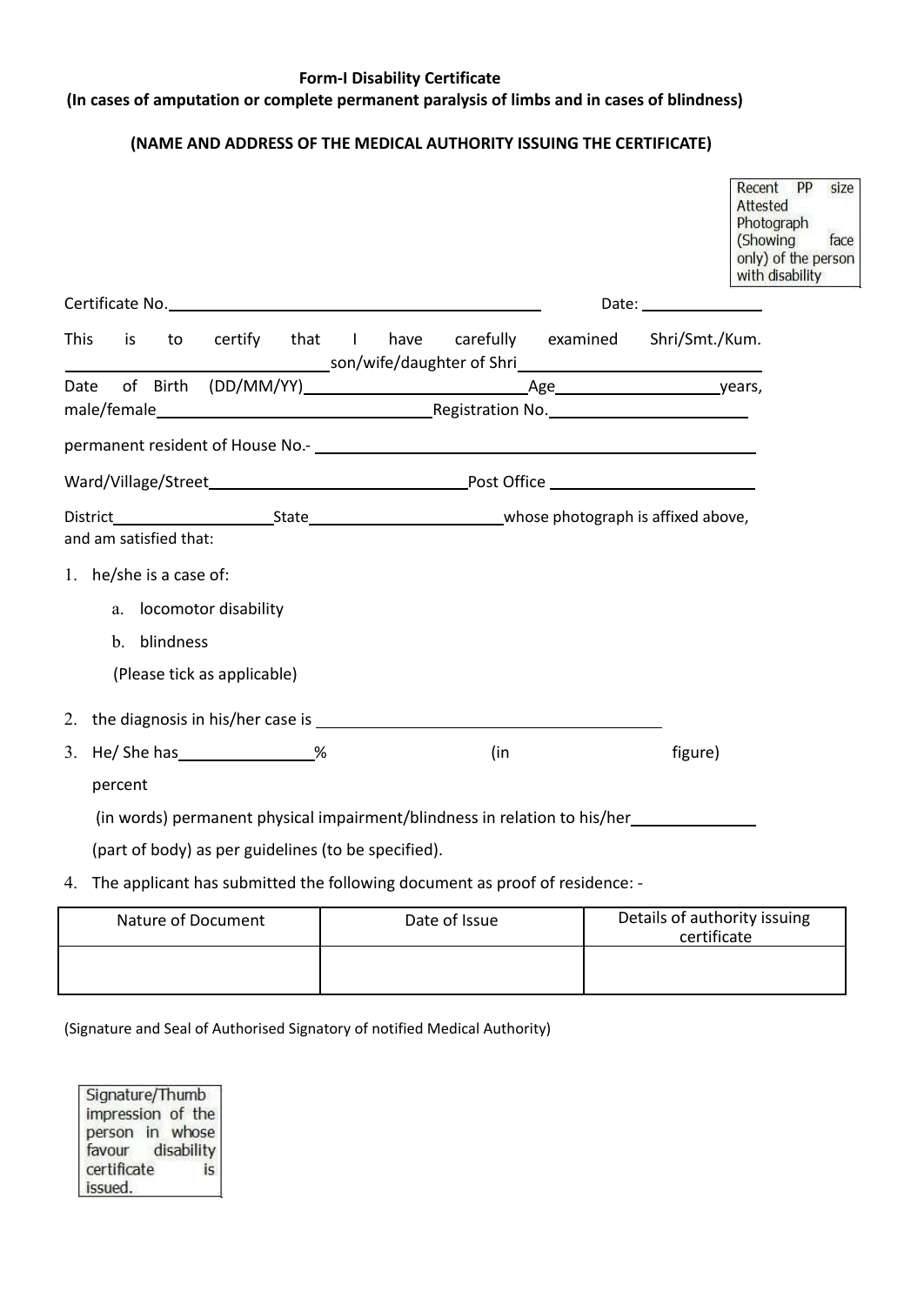**Form-I Disability Certificate**
**(In cases of amputation or complete permanent paralysis of limbs and in cases of blindness)**

**(NAME AND ADDRESS OF THE MEDICAL AUTHORITY ISSUING THE CERTIFICATE)**

Recent PP size Attested Photograph (Showing face only) of the person with disability

Certificate No.________________________________ Date: ____________

This is to certify that I have carefully examined Shri/Smt./Kum. ______________________ son/wife/daughter of Shri ______________________ Date of Birth (DD/MM/YY) ______________________ Age ______________ years, male/female ______________________ Registration No. ______________________

permanent resident of House No.- ________________________________________

Ward/Village/Street ______________________ Post Office ______________________

District ______________ State ______________________ whose photograph is affixed above, and am satisfied that:

1. he/she is a case of:
   a. locomotor disability
   b. blindness
   (Please tick as applicable)
2. the diagnosis in his/her case is ________________________________
3. He/ She has ____________% (in figure) percent (in words) permanent physical impairment/blindness in relation to his/her ____________ (part of body) as per guidelines (to be specified).
4. The applicant has submitted the following document as proof of residence: -

| Nature of Document | Date of Issue | Details of authority issuing certificate |
|---|---|---|
| | | |

(Signature and Seal of Authorised Signatory of notified Medical Authority)

Signature/Thumb impression of the person in whose favour disability certificate is issued.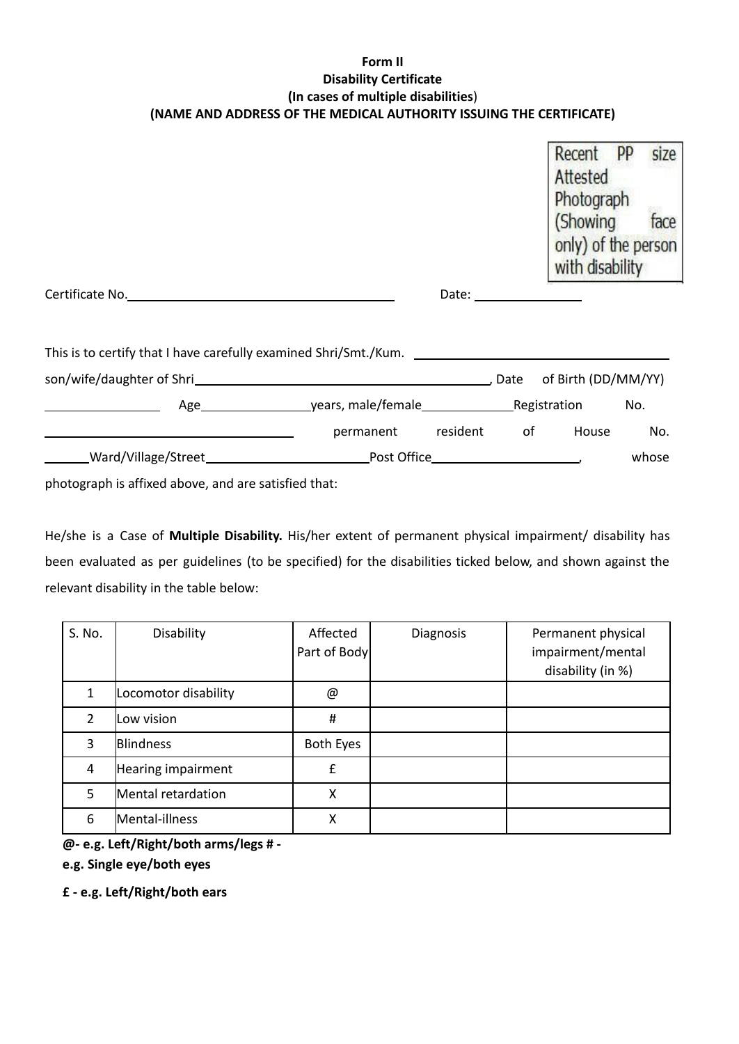**Form II**
**Disability Certificate**
**(In cases of multiple disabilities)**
**(NAME AND ADDRESS OF THE MEDICAL AUTHORITY ISSUING THE CERTIFICATE)**

Recent PP size Attested Photograph (Showing face only) of the person with disability

Certificate No.________________________ Date: ____________

This is to certify that I have carefully examined Shri/Smt./Kum. ________________________ son/wife/daughter of Shri________________________, Date of Birth (DD/MM/YY) ____________ Age____________years, male/female____________Registration No. ________________________ permanent resident of House No. ______Ward/Village/Street____________________Post Office____________________, whose photograph is affixed above, and are satisfied that:

He/she is a Case of **Multiple Disability.** His/her extent of permanent physical impairment/ disability has been evaluated as per guidelines (to be specified) for the disabilities ticked below, and shown against the relevant disability in the table below:

| S. No. | Disability | Affected Part of Body | Diagnosis | Permanent physical impairment/mental disability (in %) |
|---|---|---|---|---|
| 1 | Locomotor disability | @ | | |
| 2 | Low vision | # | | |
| 3 | Blindness | Both Eyes | | |
| 4 | Hearing impairment | £ | | |
| 5 | Mental retardation | X | | |
| 6 | Mental-illness | X | | |

**@- e.g. Left/Right/both arms/legs # - e.g. Single eye/both eyes**

**£ - e.g. Left/Right/both ears**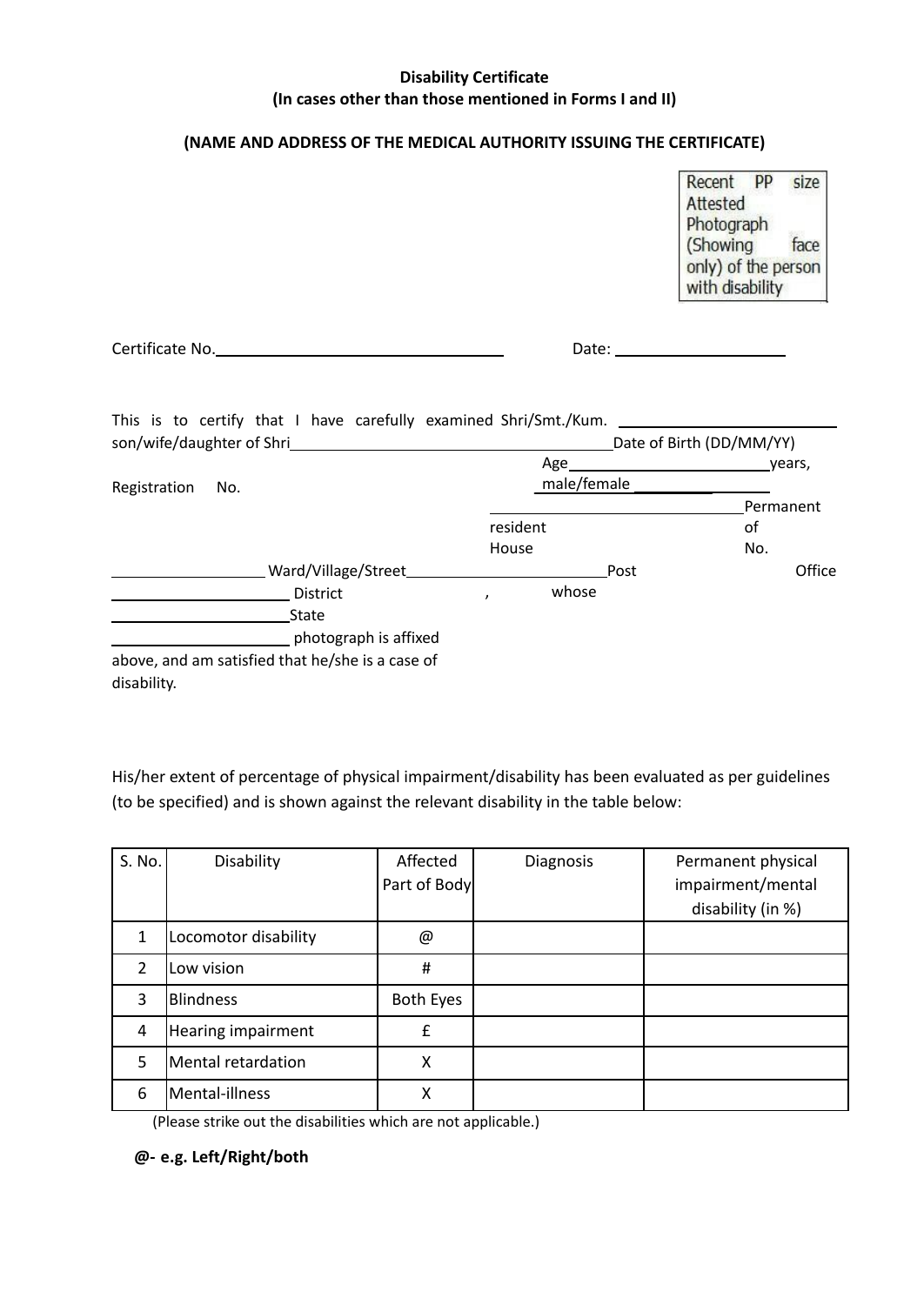**Disability Certificate**
**(In cases other than those mentioned in Forms I and II)**

**(NAME AND ADDRESS OF THE MEDICAL AUTHORITY ISSUING THE CERTIFICATE)**

Recent PP size Attested Photograph (Showing face only) of the person with disability

Certificate No.________________________ Date: ______________

This is to certify that I have carefully examined Shri/Smt./Kum. __________________ son/wife/daughter of Shri___________________________ Date of Birth (DD/MM/YY) ______________ Age__________________years, male/female __________ Registration No. ________________________ Permanent resident of House No. ______________ Ward/Village/Street__________________ Post Office ________________ District ______________, State ______________ whose photograph is affixed above, and am satisfied that he/she is a case of disability.

His/her extent of percentage of physical impairment/disability has been evaluated as per guidelines (to be specified) and is shown against the relevant disability in the table below:

| S. No. | Disability | Affected Part of Body | Diagnosis | Permanent physical impairment/mental disability (in %) |
|---|---|---|---|---|
| 1 | Locomotor disability | @ | | |
| 2 | Low vision | # | | |
| 3 | Blindness | Both Eyes | | |
| 4 | Hearing impairment | £ | | |
| 5 | Mental retardation | X | | |
| 6 | Mental-illness | X | | |

(Please strike out the disabilities which are not applicable.)

**@- e.g. Left/Right/both**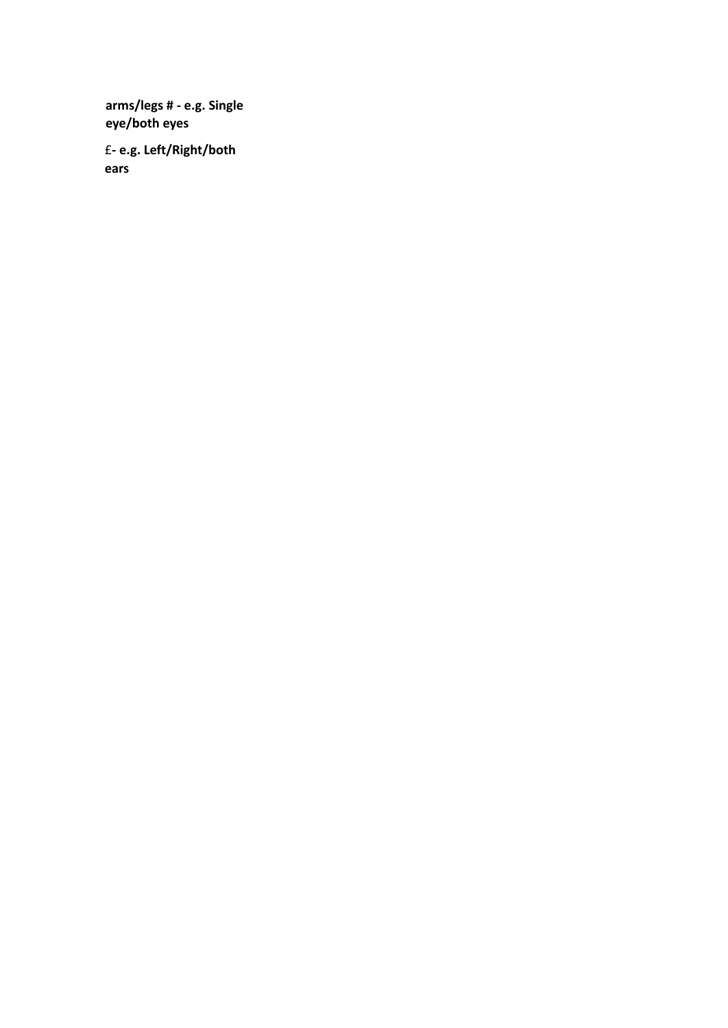**arms/legs # - e.g. Single eye/both eyes**

£**- e.g. Left/Right/both ears**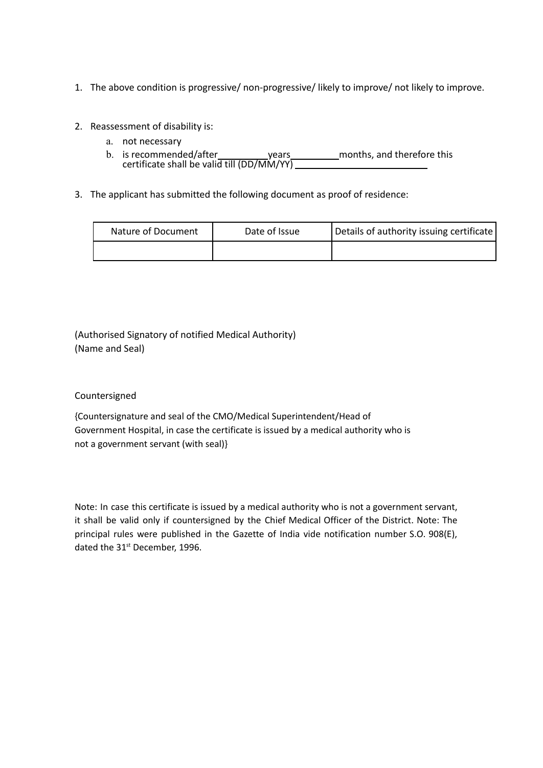1. The above condition is progressive/ non-progressive/ likely to improve/ not likely to improve.

2. Reassessment of disability is:
   a. not necessary
   b. is recommended/after __________ years __________ months, and therefore this certificate shall be valid till (DD/MM/YY) ____________________________

3. The applicant has submitted the following document as proof of residence:

| Nature of Document | Date of Issue | Details of authority issuing certificate |
|---|---|---|
| | | |

(Authorised Signatory of notified Medical Authority)
(Name and Seal)

Countersigned

{Countersignature and seal of the CMO/Medical Superintendent/Head of Government Hospital, in case the certificate is issued by a medical authority who is not a government servant (with seal)}

Note: In case this certificate is issued by a medical authority who is not a government servant, it shall be valid only if countersigned by the Chief Medical Officer of the District. Note: The principal rules were published in the Gazette of India vide notification number S.O. 908(E), dated the 31st December, 1996.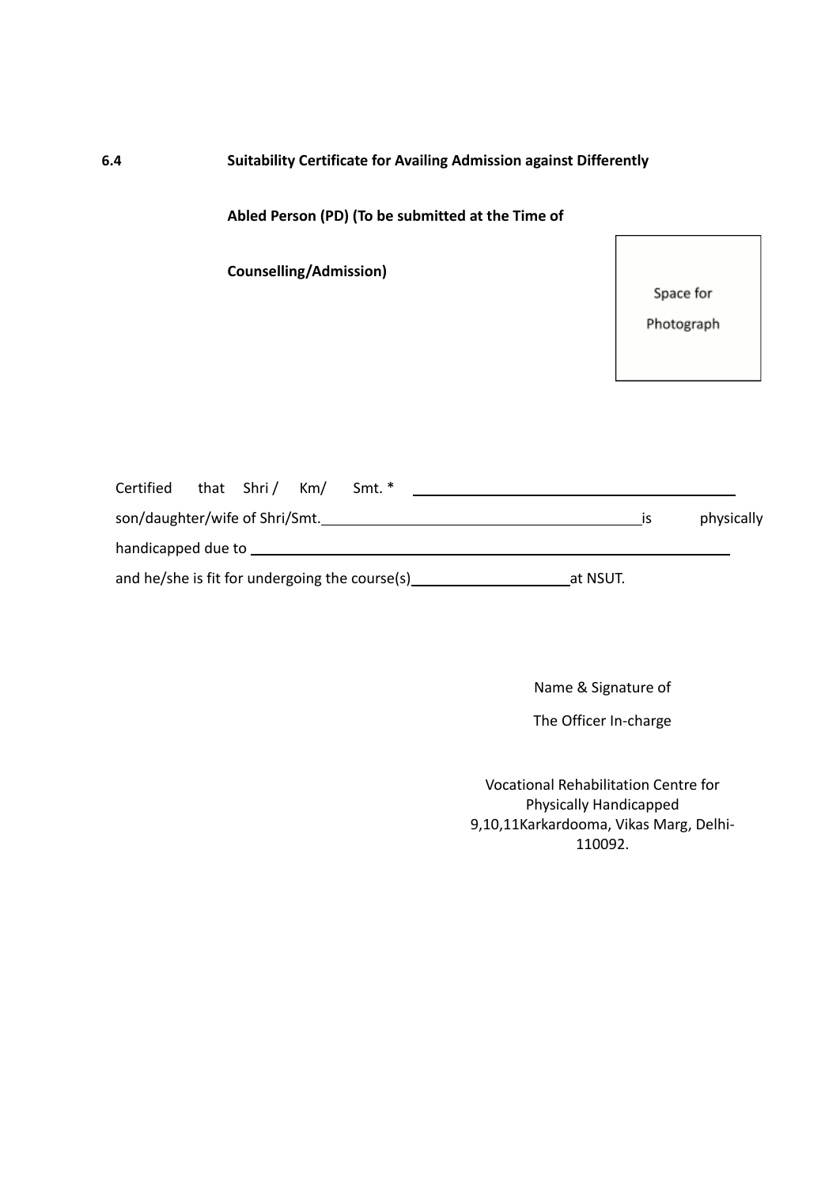**6.4 Suitability Certificate for Availing Admission against Differently Abled Person (PD) (To be submitted at the Time of Counselling/Admission)**

Space for Photograph

Certified that Shri / Km/ Smt. * ________________________________________

son/daughter/wife of Shri/Smt.________________________________________is physically

handicapped due to ____________________________________________________________

and he/she is fit for undergoing the course(s)____________________at NSUT.

Name & Signature of

The Officer In-charge

Vocational Rehabilitation Centre for Physically Handicapped
9,10,11Karkardooma, Vikas Marg, Delhi-110092.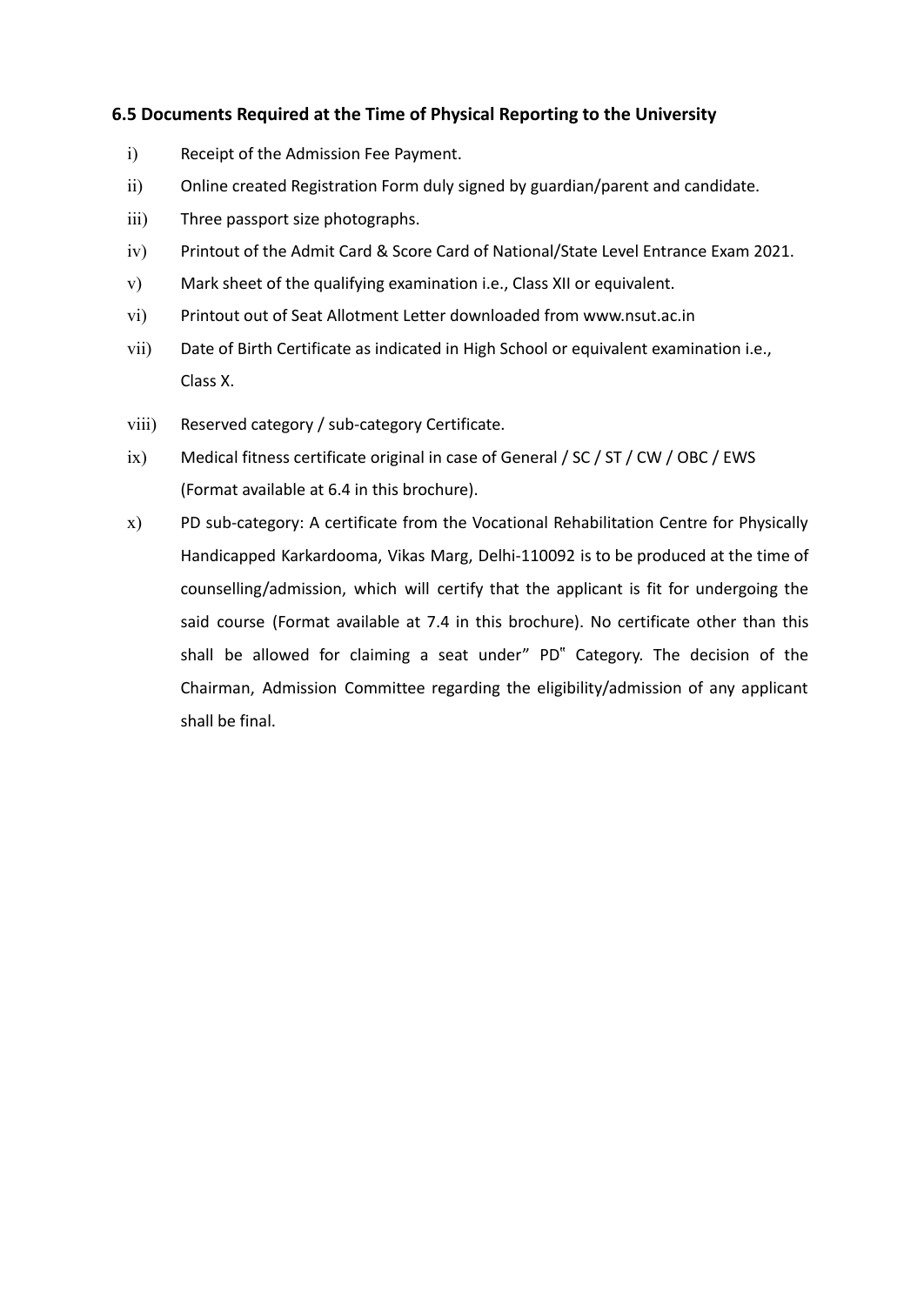### 6.5 Documents Required at the Time of Physical Reporting to the University

i) Receipt of the Admission Fee Payment.

ii) Online created Registration Form duly signed by guardian/parent and candidate.

iii) Three passport size photographs.

iv) Printout of the Admit Card & Score Card of National/State Level Entrance Exam 2021.

v) Mark sheet of the qualifying examination i.e., Class XII or equivalent.

vi) Printout out of Seat Allotment Letter downloaded from www.nsut.ac.in

vii) Date of Birth Certificate as indicated in High School or equivalent examination i.e., Class X.

viii) Reserved category / sub-category Certificate.

ix) Medical fitness certificate original in case of General / SC / ST / CW / OBC / EWS (Format available at 6.4 in this brochure).

x) PD sub-category: A certificate from the Vocational Rehabilitation Centre for Physically Handicapped Karkardooma, Vikas Marg, Delhi-110092 is to be produced at the time of counselling/admission, which will certify that the applicant is fit for undergoing the said course (Format available at 7.4 in this brochure). No certificate other than this shall be allowed for claiming a seat under" PD" Category. The decision of the Chairman, Admission Committee regarding the eligibility/admission of any applicant shall be final.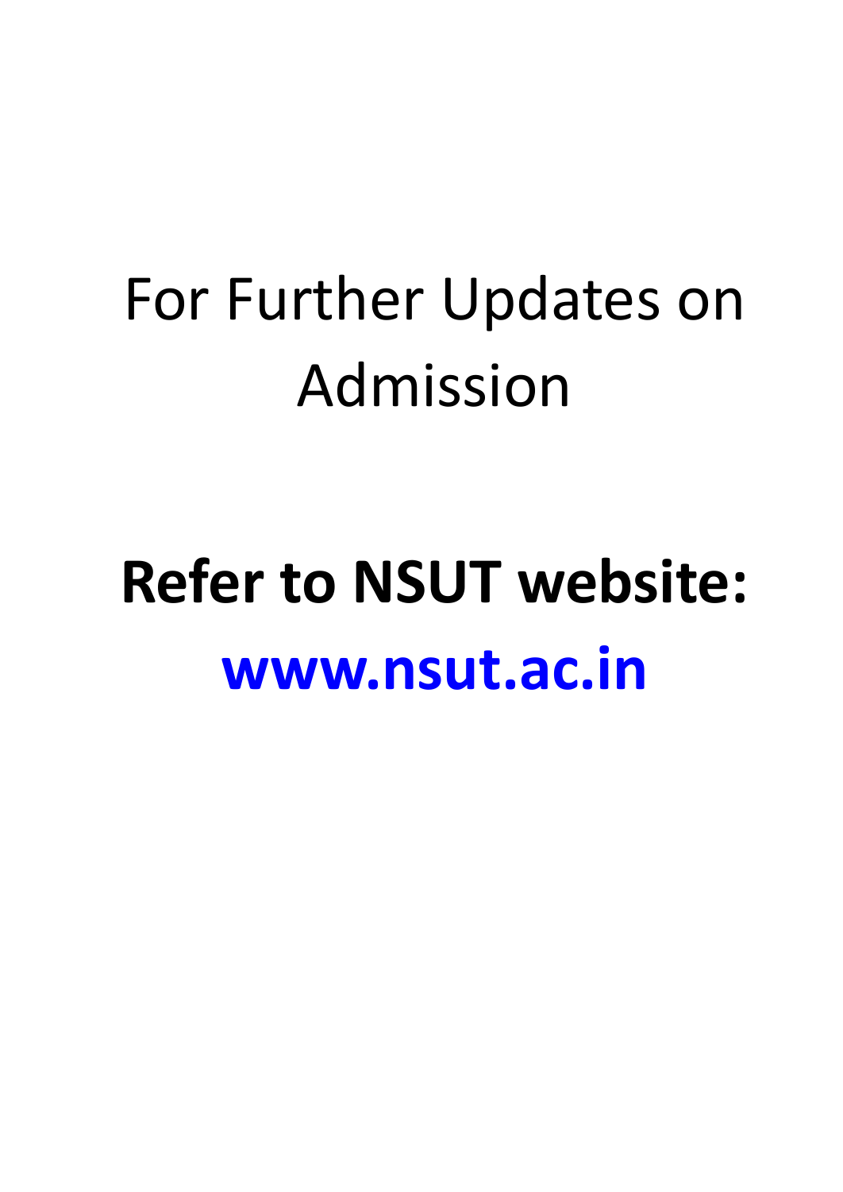For Further Updates on Admission

**Refer to NSUT website: www.nsut.ac.in**